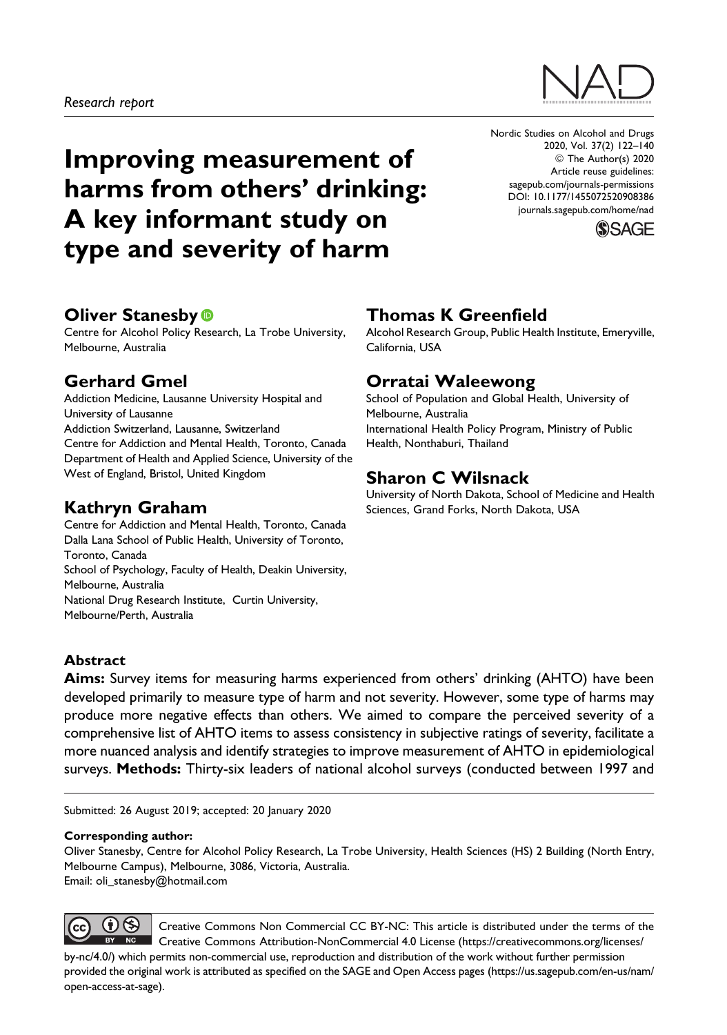*Research report*

# Improving measurement of harms from others' drinking: A key informant study on type and severity of harm

Nordic Studies on Alcohol and Drugs
2020, Vol. 37(2) 122–140
© The Author(s) 2020
Article reuse guidelines:
sagepub.com/journals-permissions
DOI: 10.1177/1455072520908386
journals.sagepub.com/home/nad

**Oliver Stanesby**
Centre for Alcohol Policy Research, La Trobe University, Melbourne, Australia

**Gerhard Gmel**
Addiction Medicine, Lausanne University Hospital and University of Lausanne
Addiction Switzerland, Lausanne, Switzerland
Centre for Addiction and Mental Health, Toronto, Canada
Department of Health and Applied Science, University of the West of England, Bristol, United Kingdom

**Kathryn Graham**
Centre for Addiction and Mental Health, Toronto, Canada
Dalla Lana School of Public Health, University of Toronto, Toronto, Canada
School of Psychology, Faculty of Health, Deakin University, Melbourne, Australia
National Drug Research Institute, Curtin University, Melbourne/Perth, Australia

**Thomas K Greenfield**
Alcohol Research Group, Public Health Institute, Emeryville, California, USA

**Orratai Waleewong**
School of Population and Global Health, University of Melbourne, Australia
International Health Policy Program, Ministry of Public Health, Nonthaburi, Thailand

**Sharon C Wilsnack**
University of North Dakota, School of Medicine and Health Sciences, Grand Forks, North Dakota, USA

### Abstract

**Aims:** Survey items for measuring harms experienced from others' drinking (AHTO) have been developed primarily to measure type of harm and not severity. However, some type of harms may produce more negative effects than others. We aimed to compare the perceived severity of a comprehensive list of AHTO items to assess consistency in subjective ratings of severity, facilitate a more nuanced analysis and identify strategies to improve measurement of AHTO in epidemiological surveys. **Methods:** Thirty-six leaders of national alcohol surveys (conducted between 1997 and

Submitted: 26 August 2019; accepted: 20 January 2020

**Corresponding author:**
Oliver Stanesby, Centre for Alcohol Policy Research, La Trobe University, Health Sciences (HS) 2 Building (North Entry, Melbourne Campus), Melbourne, 3086, Victoria, Australia.
Email: oli_stanesby@hotmail.com

Creative Commons Non Commercial CC BY-NC: This article is distributed under the terms of the Creative Commons Attribution-NonCommercial 4.0 License (https://creativecommons.org/licenses/by-nc/4.0/) which permits non-commercial use, reproduction and distribution of the work without further permission provided the original work is attributed as specified on the SAGE and Open Access pages (https://us.sagepub.com/en-us/nam/open-access-at-sage).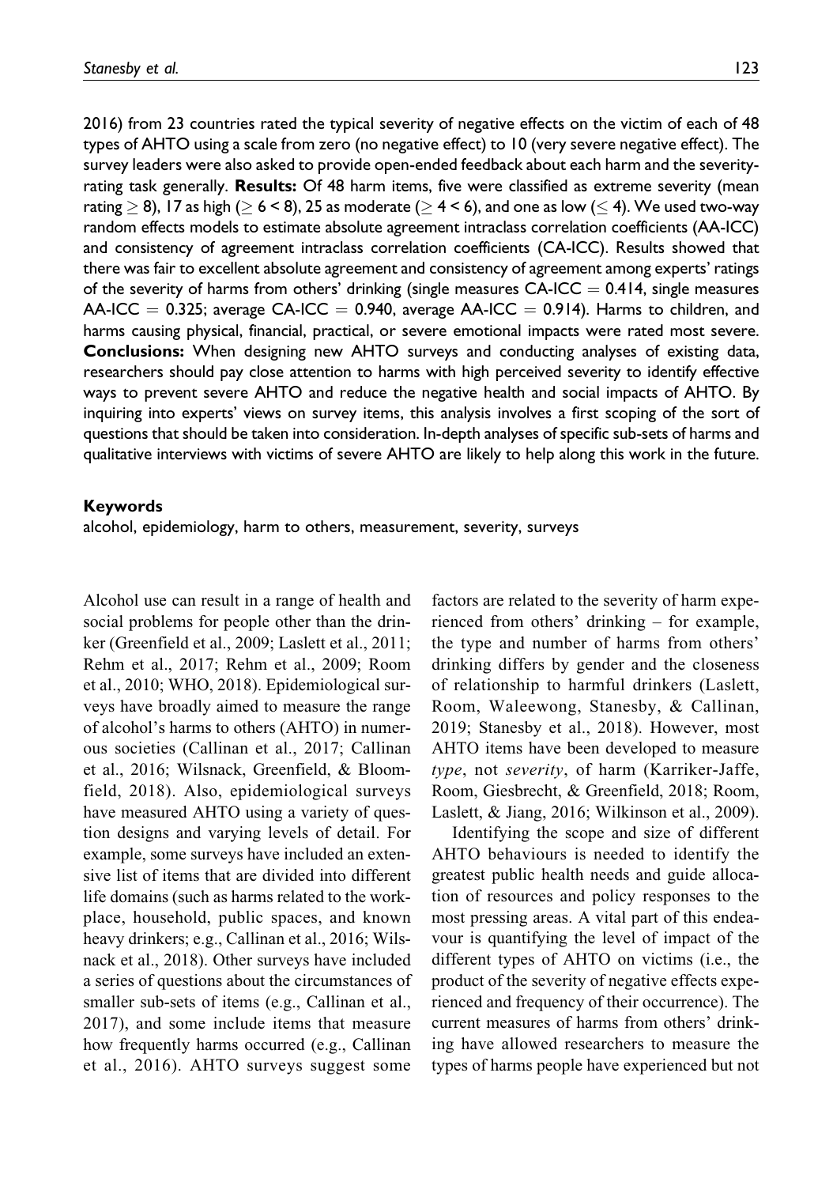2016) from 23 countries rated the typical severity of negative effects on the victim of each of 48 types of AHTO using a scale from zero (no negative effect) to 10 (very severe negative effect). The survey leaders were also asked to provide open-ended feedback about each harm and the severity-rating task generally. **Results:** Of 48 harm items, five were classified as extreme severity (mean rating $\geq 8$), 17 as high ($\geq 6 < 8$), 25 as moderate ($\geq 4 < 6$), and one as low ($\leq 4$). We used two-way random effects models to estimate absolute agreement intraclass correlation coefficients (AA-ICC) and consistency of agreement intraclass correlation coefficients (CA-ICC). Results showed that there was fair to excellent absolute agreement and consistency of agreement among experts' ratings of the severity of harms from others' drinking (single measures CA-ICC = 0.414, single measures AA-ICC = 0.325; average CA-ICC = 0.940, average AA-ICC = 0.914). Harms to children, and harms causing physical, financial, practical, or severe emotional impacts were rated most severe. **Conclusions:** When designing new AHTO surveys and conducting analyses of existing data, researchers should pay close attention to harms with high perceived severity to identify effective ways to prevent severe AHTO and reduce the negative health and social impacts of AHTO. By inquiring into experts' views on survey items, this analysis involves a first scoping of the sort of questions that should be taken into consideration. In-depth analyses of specific sub-sets of harms and qualitative interviews with victims of severe AHTO are likely to help along this work in the future.

### Keywords

alcohol, epidemiology, harm to others, measurement, severity, surveys

Alcohol use can result in a range of health and social problems for people other than the drinker (Greenfield et al., 2009; Laslett et al., 2011; Rehm et al., 2017; Rehm et al., 2009; Room et al., 2010; WHO, 2018). Epidemiological surveys have broadly aimed to measure the range of alcohol's harms to others (AHTO) in numerous societies (Callinan et al., 2017; Callinan et al., 2016; Wilsnack, Greenfield, & Bloomfield, 2018). Also, epidemiological surveys have measured AHTO using a variety of question designs and varying levels of detail. For example, some surveys have included an extensive list of items that are divided into different life domains (such as harms related to the workplace, household, public spaces, and known heavy drinkers; e.g., Callinan et al., 2016; Wilsnack et al., 2018). Other surveys have included a series of questions about the circumstances of smaller sub-sets of items (e.g., Callinan et al., 2017), and some include items that measure how frequently harms occurred (e.g., Callinan et al., 2016). AHTO surveys suggest some factors are related to the severity of harm experienced from others' drinking – for example, the type and number of harms from others' drinking differs by gender and the closeness of relationship to harmful drinkers (Laslett, Room, Waleewong, Stanesby, & Callinan, 2019; Stanesby et al., 2018). However, most AHTO items have been developed to measure *type*, not *severity*, of harm (Karriker-Jaffe, Room, Giesbrecht, & Greenfield, 2018; Room, Laslett, & Jiang, 2016; Wilkinson et al., 2009).

Identifying the scope and size of different AHTO behaviours is needed to identify the greatest public health needs and guide allocation of resources and policy responses to the most pressing areas. A vital part of this endeavour is quantifying the level of impact of the different types of AHTO on victims (i.e., the product of the severity of negative effects experienced and frequency of their occurrence). The current measures of harms from others' drinking have allowed researchers to measure the types of harms people have experienced but not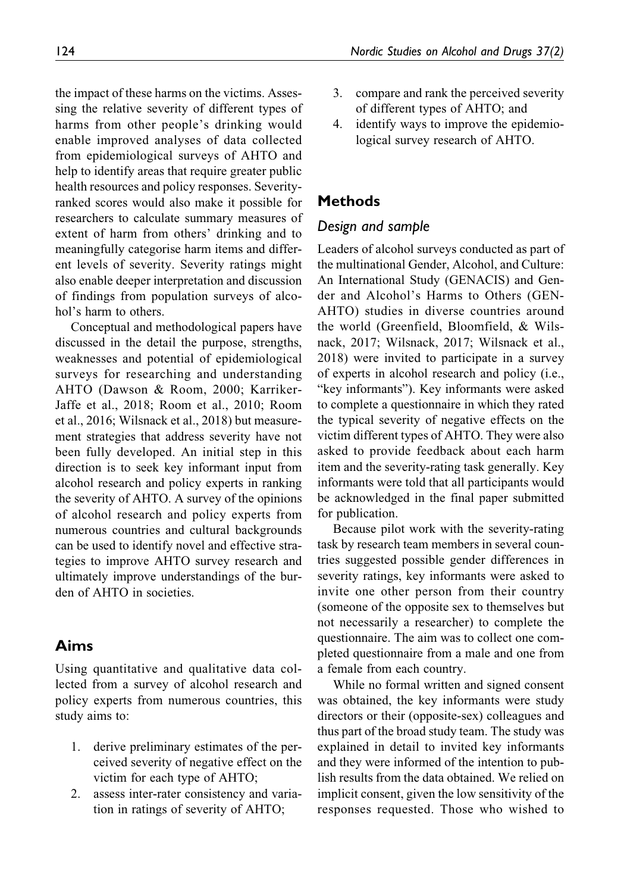the impact of these harms on the victims. Assessing the relative severity of different types of harms from other people's drinking would enable improved analyses of data collected from epidemiological surveys of AHTO and help to identify areas that require greater public health resources and policy responses. Severity-ranked scores would also make it possible for researchers to calculate summary measures of extent of harm from others' drinking and to meaningfully categorise harm items and different levels of severity. Severity ratings might also enable deeper interpretation and discussion of findings from population surveys of alcohol's harm to others.

Conceptual and methodological papers have discussed in the detail the purpose, strengths, weaknesses and potential of epidemiological surveys for researching and understanding AHTO (Dawson & Room, 2000; Karriker-Jaffe et al., 2018; Room et al., 2010; Room et al., 2016; Wilsnack et al., 2018) but measurement strategies that address severity have not been fully developed. An initial step in this direction is to seek key informant input from alcohol research and policy experts in ranking the severity of AHTO. A survey of the opinions of alcohol research and policy experts from numerous countries and cultural backgrounds can be used to identify novel and effective strategies to improve AHTO survey research and ultimately improve understandings of the burden of AHTO in societies.

## Aims

Using quantitative and qualitative data collected from a survey of alcohol research and policy experts from numerous countries, this study aims to:

1. derive preliminary estimates of the perceived severity of negative effect on the victim for each type of AHTO;
2. assess inter-rater consistency and variation in ratings of severity of AHTO;
3. compare and rank the perceived severity of different types of AHTO; and
4. identify ways to improve the epidemiological survey research of AHTO.

## Methods

### *Design and sample*

Leaders of alcohol surveys conducted as part of the multinational Gender, Alcohol, and Culture: An International Study (GENACIS) and Gender and Alcohol's Harms to Others (GENAHTO) studies in diverse countries around the world (Greenfield, Bloomfield, & Wilsnack, 2017; Wilsnack, 2017; Wilsnack et al., 2018) were invited to participate in a survey of experts in alcohol research and policy (i.e., "key informants"). Key informants were asked to complete a questionnaire in which they rated the typical severity of negative effects on the victim different types of AHTO. They were also asked to provide feedback about each harm item and the severity-rating task generally. Key informants were told that all participants would be acknowledged in the final paper submitted for publication.

Because pilot work with the severity-rating task by research team members in several countries suggested possible gender differences in severity ratings, key informants were asked to invite one other person from their country (someone of the opposite sex to themselves but not necessarily a researcher) to complete the questionnaire. The aim was to collect one completed questionnaire from a male and one from a female from each country.

While no formal written and signed consent was obtained, the key informants were study directors or their (opposite-sex) colleagues and thus part of the broad study team. The study was explained in detail to invited key informants and they were informed of the intention to publish results from the data obtained. We relied on implicit consent, given the low sensitivity of the responses requested. Those who wished to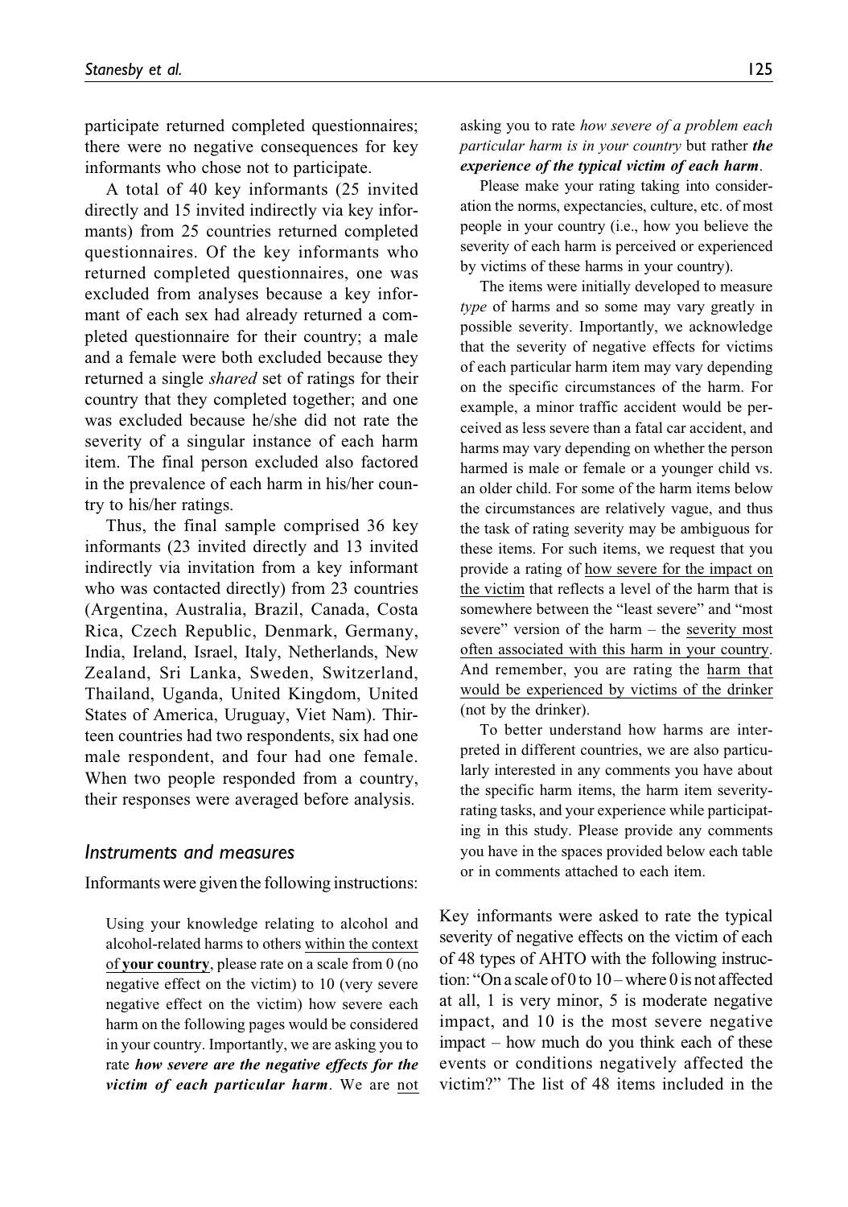participate returned completed questionnaires; there were no negative consequences for key informants who chose not to participate.

A total of 40 key informants (25 invited directly and 15 invited indirectly via key informants) from 25 countries returned completed questionnaires. Of the key informants who returned completed questionnaires, one was excluded from analyses because a key informant of each sex had already returned a completed questionnaire for their country; a male and a female were both excluded because they returned a single *shared* set of ratings for their country that they completed together; and one was excluded because he/she did not rate the severity of a singular instance of each harm item. The final person excluded also factored in the prevalence of each harm in his/her country to his/her ratings.

Thus, the final sample comprised 36 key informants (23 invited directly and 13 invited indirectly via invitation from a key informant who was contacted directly) from 23 countries (Argentina, Australia, Brazil, Canada, Costa Rica, Czech Republic, Denmark, Germany, India, Ireland, Israel, Italy, Netherlands, New Zealand, Sri Lanka, Sweden, Switzerland, Thailand, Uganda, United Kingdom, United States of America, Uruguay, Viet Nam). Thirteen countries had two respondents, six had one male respondent, and four had one female. When two people responded from a country, their responses were averaged before analysis.

## Instruments and measures

Informants were given the following instructions:

> Using your knowledge relating to alcohol and alcohol-related harms to others within the context of **your country**, please rate on a scale from 0 (no negative effect on the victim) to 10 (very severe negative effect on the victim) how severe each harm on the following pages would be considered in your country. Importantly, we are asking you to rate ***how severe are the negative effects for the victim of each particular harm***. We are not asking you to rate *how severe of a problem each particular harm is in your country* but rather ***the experience of the typical victim of each harm***.
>
> Please make your rating taking into consideration the norms, expectancies, culture, etc. of most people in your country (i.e., how you believe the severity of each harm is perceived or experienced by victims of these harms in your country).
>
> The items were initially developed to measure *type* of harms and so some may vary greatly in possible severity. Importantly, we acknowledge that the severity of negative effects for victims of each particular harm item may vary depending on the specific circumstances of the harm. For example, a minor traffic accident would be perceived as less severe than a fatal car accident, and harms may vary depending on whether the person harmed is male or female or a younger child vs. an older child. For some of the harm items below the circumstances are relatively vague, and thus the task of rating severity may be ambiguous for these items. For such items, we request that you provide a rating of how severe for the impact on the victim that reflects a level of the harm that is somewhere between the "least severe" and "most severe" version of the harm – the severity most often associated with this harm in your country. And remember, you are rating the harm that would be experienced by victims of the drinker (not by the drinker).
>
> To better understand how harms are interpreted in different countries, we are also particularly interested in any comments you have about the specific harm items, the harm item severity-rating tasks, and your experience while participating in this study. Please provide any comments you have in the spaces provided below each table or in comments attached to each item.

Key informants were asked to rate the typical severity of negative effects on the victim of each of 48 types of AHTO with the following instruction: "On a scale of 0 to 10 – where 0 is not affected at all, 1 is very minor, 5 is moderate negative impact, and 10 is the most severe negative impact – how much do you think each of these events or conditions negatively affected the victim?" The list of 48 items included in the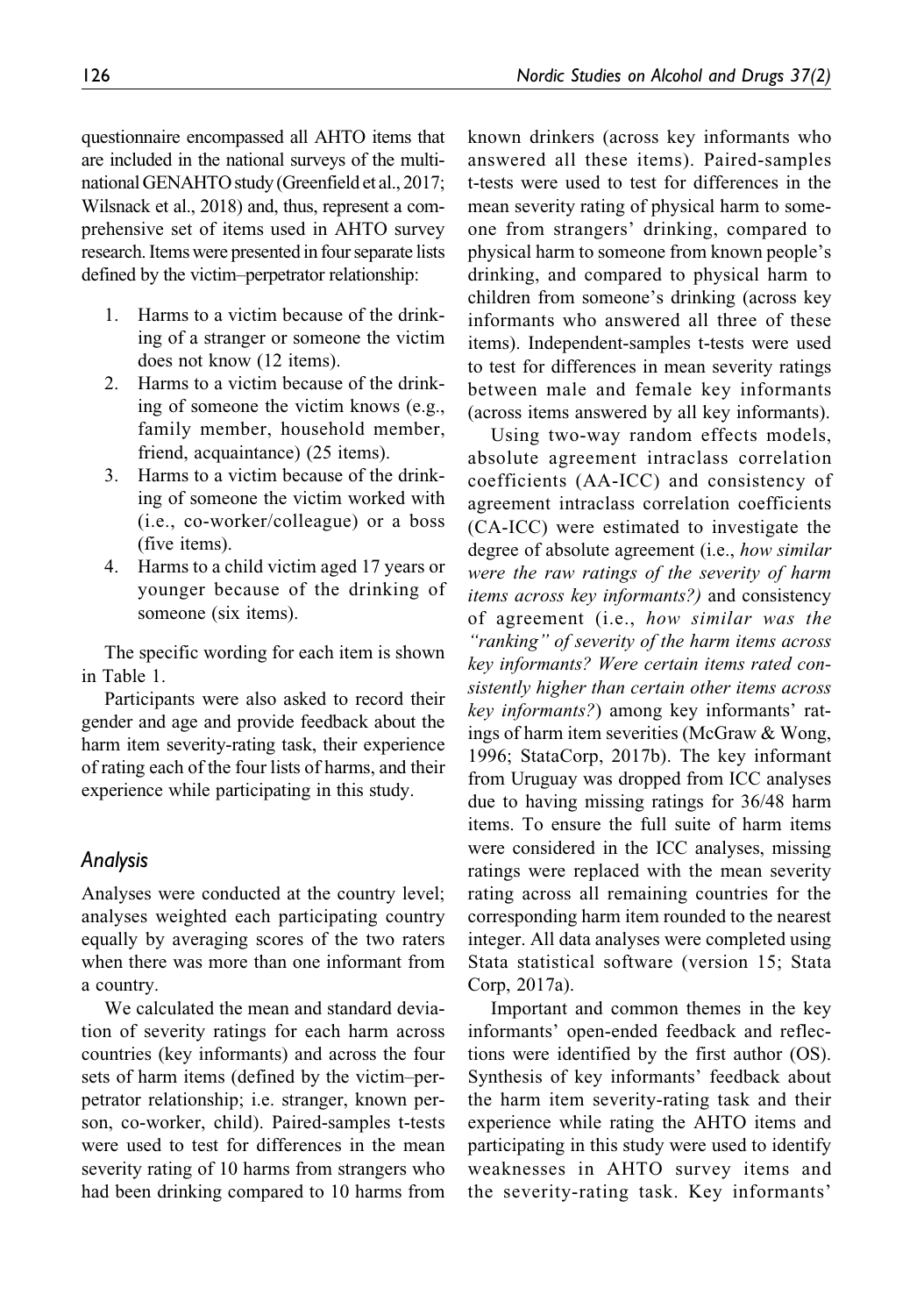questionnaire encompassed all AHTO items that are included in the national surveys of the multinational GENAHTO study (Greenfield et al., 2017; Wilsnack et al., 2018) and, thus, represent a comprehensive set of items used in AHTO survey research. Items were presented in four separate lists defined by the victim–perpetrator relationship:

1. Harms to a victim because of the drinking of a stranger or someone the victim does not know (12 items).
2. Harms to a victim because of the drinking of someone the victim knows (e.g., family member, household member, friend, acquaintance) (25 items).
3. Harms to a victim because of the drinking of someone the victim worked with (i.e., co-worker/colleague) or a boss (five items).
4. Harms to a child victim aged 17 years or younger because of the drinking of someone (six items).

The specific wording for each item is shown in Table 1.

Participants were also asked to record their gender and age and provide feedback about the harm item severity-rating task, their experience of rating each of the four lists of harms, and their experience while participating in this study.

## Analysis

Analyses were conducted at the country level; analyses weighted each participating country equally by averaging scores of the two raters when there was more than one informant from a country.

We calculated the mean and standard deviation of severity ratings for each harm across countries (key informants) and across the four sets of harm items (defined by the victim–perpetrator relationship; i.e. stranger, known person, co-worker, child). Paired-samples t-tests were used to test for differences in the mean severity rating of 10 harms from strangers who had been drinking compared to 10 harms from known drinkers (across key informants who answered all these items). Paired-samples t-tests were used to test for differences in the mean severity rating of physical harm to someone from strangers' drinking, compared to physical harm to someone from known people's drinking, and compared to physical harm to children from someone's drinking (across key informants who answered all three of these items). Independent-samples t-tests were used to test for differences in mean severity ratings between male and female key informants (across items answered by all key informants).

Using two-way random effects models, absolute agreement intraclass correlation coefficients (AA-ICC) and consistency of agreement intraclass correlation coefficients (CA-ICC) were estimated to investigate the degree of absolute agreement (i.e., *how similar were the raw ratings of the severity of harm items across key informants?)* and consistency of agreement (i.e., *how similar was the "ranking" of severity of the harm items across key informants? Were certain items rated consistently higher than certain other items across key informants?*) among key informants' ratings of harm item severities (McGraw & Wong, 1996; StataCorp, 2017b). The key informant from Uruguay was dropped from ICC analyses due to having missing ratings for 36/48 harm items. To ensure the full suite of harm items were considered in the ICC analyses, missing ratings were replaced with the mean severity rating across all remaining countries for the corresponding harm item rounded to the nearest integer. All data analyses were completed using Stata statistical software (version 15; Stata Corp, 2017a).

Important and common themes in the key informants' open-ended feedback and reflections were identified by the first author (OS). Synthesis of key informants' feedback about the harm item severity-rating task and their experience while rating the AHTO items and participating in this study were used to identify weaknesses in AHTO survey items and the severity-rating task. Key informants'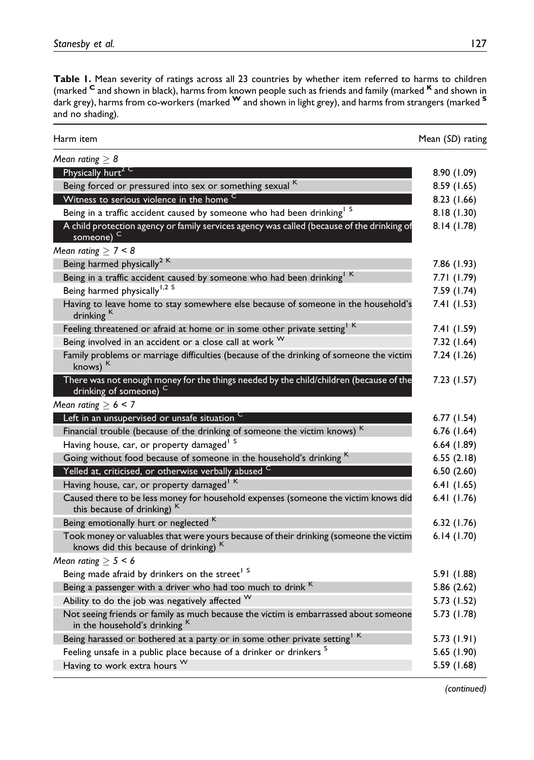**Table 1.** Mean severity of ratings across all 23 countries by whether item referred to harms to children (marked **C** and shown in black), harms from known people such as friends and family (marked **K** and shown in dark grey), harms from co-workers (marked **W** and shown in light grey), and harms from strangers (marked **S** and no shading).

| Harm item | Mean (*SD*) rating |
|---|---|
| *Mean rating ≥ 8* | |
| Physically hurt[2] [C] | 8.90 (1.09) |
| Being forced or pressured into sex or something sexual [K] | 8.59 (1.65) |
| Witness to serious violence in the home [C] | 8.23 (1.66) |
| Being in a traffic accident caused by someone who had been drinking[1] [S] | 8.18 (1.30) |
| A child protection agency or family services agency was called (because of the drinking of someone) [C] | 8.14 (1.78) |
| *Mean rating ≥ 7 < 8* | |
| Being harmed physically[2] [K] | 7.86 (1.93) |
| Being in a traffic accident caused by someone who had been drinking[1] [K] | 7.71 (1.79) |
| Being harmed physically[1,2] [S] | 7.59 (1.74) |
| Having to leave home to stay somewhere else because of someone in the household's drinking [K] | 7.41 (1.53) |
| Feeling threatened or afraid at home or in some other private setting[1] [K] | 7.41 (1.59) |
| Being involved in an accident or a close call at work [W] | 7.32 (1.64) |
| Family problems or marriage difficulties (because of the drinking of someone the victim knows) [K] | 7.24 (1.26) |
| There was not enough money for the things needed by the child/children (because of the drinking of someone) [C] | 7.23 (1.57) |
| *Mean rating ≥ 6 < 7* | |
| Left in an unsupervised or unsafe situation [C] | 6.77 (1.54) |
| Financial trouble (because of the drinking of someone the victim knows) [K] | 6.76 (1.64) |
| Having house, car, or property damaged[1] [S] | 6.64 (1.89) |
| Going without food because of someone in the household's drinking [K] | 6.55 (2.18) |
| Yelled at, criticised, or otherwise verbally abused [C] | 6.50 (2.60) |
| Having house, car, or property damaged[1] [K] | 6.41 (1.65) |
| Caused there to be less money for household expenses (someone the victim knows did this because of drinking) [K] | 6.41 (1.76) |
| Being emotionally hurt or neglected [K] | 6.32 (1.76) |
| Took money or valuables that were yours because of their drinking (someone the victim knows did this because of drinking) [K] | 6.14 (1.70) |
| *Mean rating ≥ 5 < 6* | |
| Being made afraid by drinkers on the street[1] [S] | 5.91 (1.88) |
| Being a passenger with a driver who had too much to drink [K] | 5.86 (2.62) |
| Ability to do the job was negatively affected [W] | 5.73 (1.52) |
| Not seeing friends or family as much because the victim is embarrassed about someone in the household's drinking [K] | 5.73 (1.78) |
| Being harassed or bothered at a party or in some other private setting[1] [K] | 5.73 (1.91) |
| Feeling unsafe in a public place because of a drinker or drinkers [S] | 5.65 (1.90) |
| Having to work extra hours [W] | 5.59 (1.68) |

*(continued)*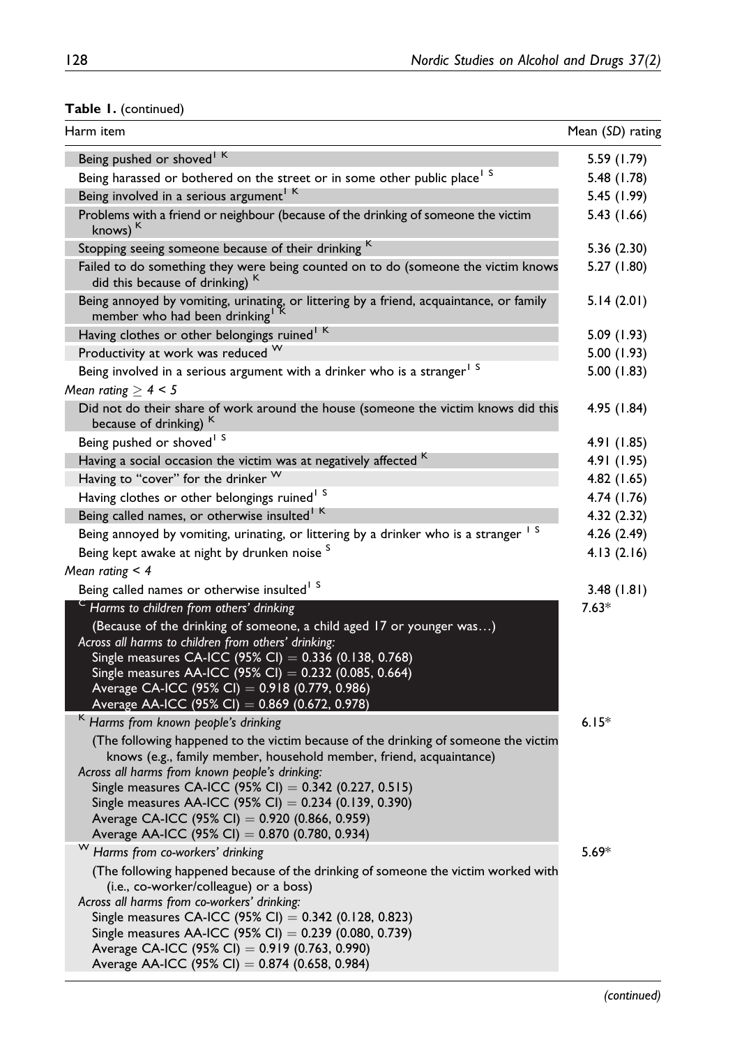**Table 1.** (continued)

| Harm item | Mean (*SD*) rating |
|---|---|
| Being pushed or shoved[I K] | 5.59 (1.79) |
| Being harassed or bothered on the street or in some other public place[I S] | 5.48 (1.78) |
| Being involved in a serious argument[I K] | 5.45 (1.99) |
| Problems with a friend or neighbour (because of the drinking of someone the victim knows)[K] | 5.43 (1.66) |
| Stopping seeing someone because of their drinking[K] | 5.36 (2.30) |
| Failed to do something they were being counted on to do (someone the victim knows did this because of drinking)[K] | 5.27 (1.80) |
| Being annoyed by vomiting, urinating, or littering by a friend, acquaintance, or family member who had been drinking[I K] | 5.14 (2.01) |
| Having clothes or other belongings ruined[I K] | 5.09 (1.93) |
| Productivity at work was reduced[W] | 5.00 (1.93) |
| Being involved in a serious argument with a drinker who is a stranger[I S] | 5.00 (1.83) |
| *Mean rating ≥ 4 < 5* | |
| Did not do their share of work around the house (someone the victim knows did this because of drinking)[K] | 4.95 (1.84) |
| Being pushed or shoved[I S] | 4.91 (1.85) |
| Having a social occasion the victim was at negatively affected[K] | 4.91 (1.95) |
| Having to "cover" for the drinker[W] | 4.82 (1.65) |
| Having clothes or other belongings ruined[I S] | 4.74 (1.76) |
| Being called names, or otherwise insulted[I K] | 4.32 (2.32) |
| Being annoyed by vomiting, urinating, or littering by a drinker who is a stranger[I S] | 4.26 (2.49) |
| Being kept awake at night by drunken noise[S] | 4.13 (2.16) |
| *Mean rating < 4* | |
| Being called names or otherwise insulted[I S] | 3.48 (1.81) |
| [C] *Harms to children from others' drinking*<br>(Because of the drinking of someone, a child aged 17 or younger was…)<br>*Across all harms to children from others' drinking:*<br>Single measures CA-ICC (95% CI) = 0.336 (0.138, 0.768)<br>Single measures AA-ICC (95% CI) = 0.232 (0.085, 0.664)<br>Average CA-ICC (95% CI) = 0.918 (0.779, 0.986)<br>Average AA-ICC (95% CI) = 0.869 (0.672, 0.978) | 7.63* |
| [K] *Harms from known people's drinking*<br>(The following happened to the victim because of the drinking of someone the victim knows (e.g., family member, household member, friend, acquaintance)<br>*Across all harms from known people's drinking:*<br>Single measures CA-ICC (95% CI) = 0.342 (0.227, 0.515)<br>Single measures AA-ICC (95% CI) = 0.234 (0.139, 0.390)<br>Average CA-ICC (95% CI) = 0.920 (0.866, 0.959)<br>Average AA-ICC (95% CI) = 0.870 (0.780, 0.934) | 6.15* |
| [W] *Harms from co-workers' drinking*<br>(The following happened because of the drinking of someone the victim worked with (i.e., co-worker/colleague) or a boss)<br>*Across all harms from co-workers' drinking:*<br>Single measures CA-ICC (95% CI) = 0.342 (0.128, 0.823)<br>Single measures AA-ICC (95% CI) = 0.239 (0.080, 0.739)<br>Average CA-ICC (95% CI) = 0.919 (0.763, 0.990)<br>Average AA-ICC (95% CI) = 0.874 (0.658, 0.984) | 5.69* |

*(continued)*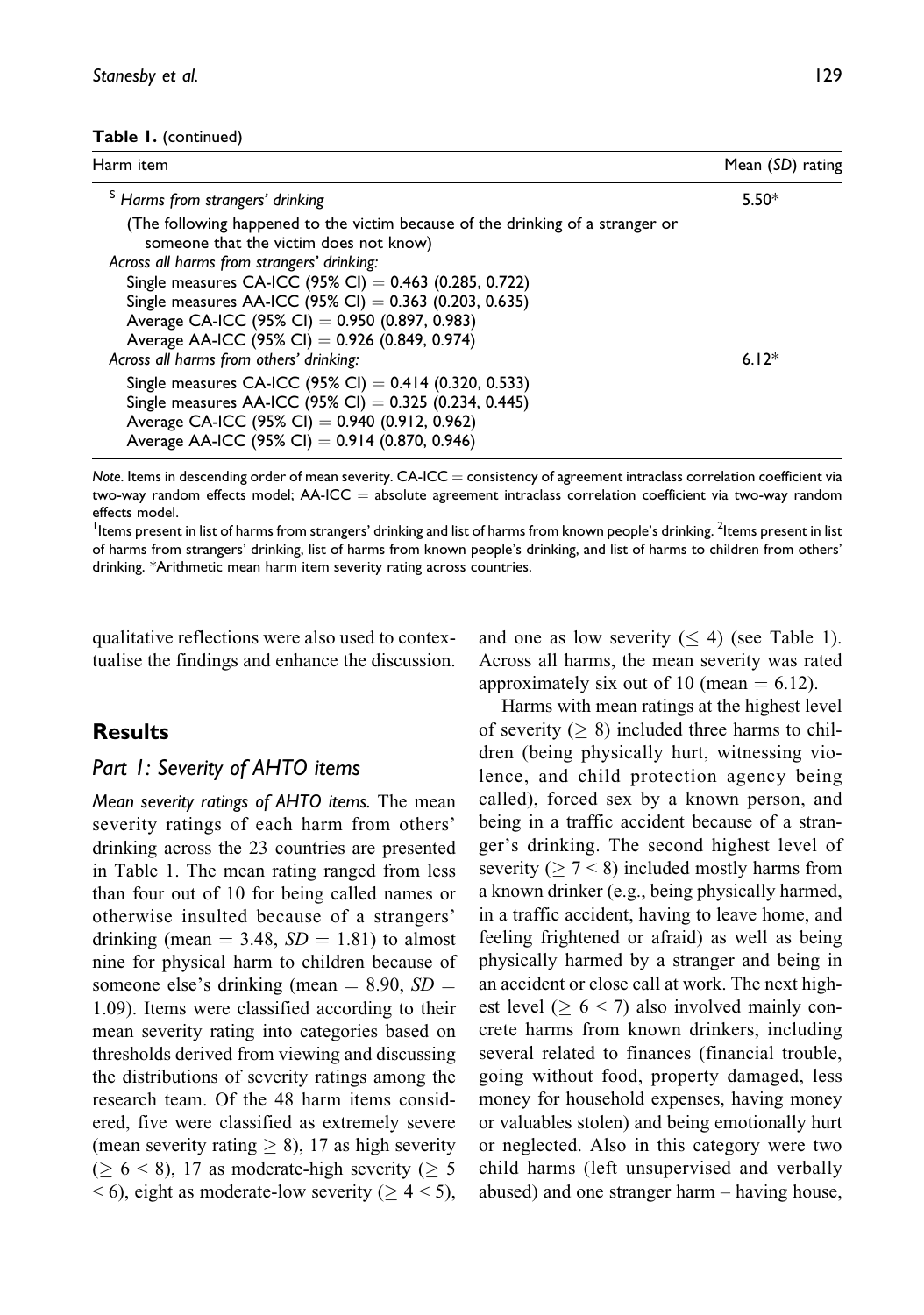**Table 1.** (continued)

| Harm item | Mean (*SD*) rating |
|---|---|
| [S] *Harms from strangers' drinking* | 5.50* |
| (The following happened to the victim because of the drinking of a stranger or someone that the victim does not know) | |
| *Across all harms from strangers' drinking:* | |
| Single measures CA-ICC (95% CI) = 0.463 (0.285, 0.722) | |
| Single measures AA-ICC (95% CI) = 0.363 (0.203, 0.635) | |
| Average CA-ICC (95% CI) = 0.950 (0.897, 0.983) | |
| Average AA-ICC (95% CI) = 0.926 (0.849, 0.974) | |
| *Across all harms from others' drinking:* | 6.12* |
| Single measures CA-ICC (95% CI) = 0.414 (0.320, 0.533) | |
| Single measures AA-ICC (95% CI) = 0.325 (0.234, 0.445) | |
| Average CA-ICC (95% CI) = 0.940 (0.912, 0.962) | |
| Average AA-ICC (95% CI) = 0.914 (0.870, 0.946) | |

*Note*. Items in descending order of mean severity. CA-ICC = consistency of agreement intraclass correlation coefficient via two-way random effects model; AA-ICC = absolute agreement intraclass correlation coefficient via two-way random effects model.
[1]Items present in list of harms from strangers' drinking and list of harms from known people's drinking. [2]Items present in list of harms from strangers' drinking, list of harms from known people's drinking, and list of harms to children from others' drinking. *Arithmetic mean harm item severity rating across countries.

qualitative reflections were also used to contextualise the findings and enhance the discussion.

## Results

### Part 1: Severity of AHTO items

*Mean severity ratings of AHTO items.* The mean severity ratings of each harm from others' drinking across the 23 countries are presented in Table 1. The mean rating ranged from less than four out of 10 for being called names or otherwise insulted because of a strangers' drinking (mean = 3.48, $SD$ = 1.81) to almost nine for physical harm to children because of someone else's drinking (mean = 8.90, $SD$ = 1.09). Items were classified according to their mean severity rating into categories based on thresholds derived from viewing and discussing the distributions of severity ratings among the research team. Of the 48 harm items considered, five were classified as extremely severe (mean severity rating $\geq 8$), 17 as high severity ($\geq 6 < 8$), 17 as moderate-high severity ($\geq 5 < 6$), eight as moderate-low severity ($\geq 4 < 5$), and one as low severity ($\leq 4$) (see Table 1). Across all harms, the mean severity was rated approximately six out of 10 (mean = 6.12).

Harms with mean ratings at the highest level of severity ($\geq 8$) included three harms to children (being physically hurt, witnessing violence, and child protection agency being called), forced sex by a known person, and being in a traffic accident because of a stranger's drinking. The second highest level of severity ($\geq 7 < 8$) included mostly harms from a known drinker (e.g., being physically harmed, in a traffic accident, having to leave home, and feeling frightened or afraid) as well as being physically harmed by a stranger and being in an accident or close call at work. The next highest level ($\geq 6 < 7$) also involved mainly concrete harms from known drinkers, including several related to finances (financial trouble, going without food, property damaged, less money for household expenses, having money or valuables stolen) and being emotionally hurt or neglected. Also in this category were two child harms (left unsupervised and verbally abused) and one stranger harm – having house,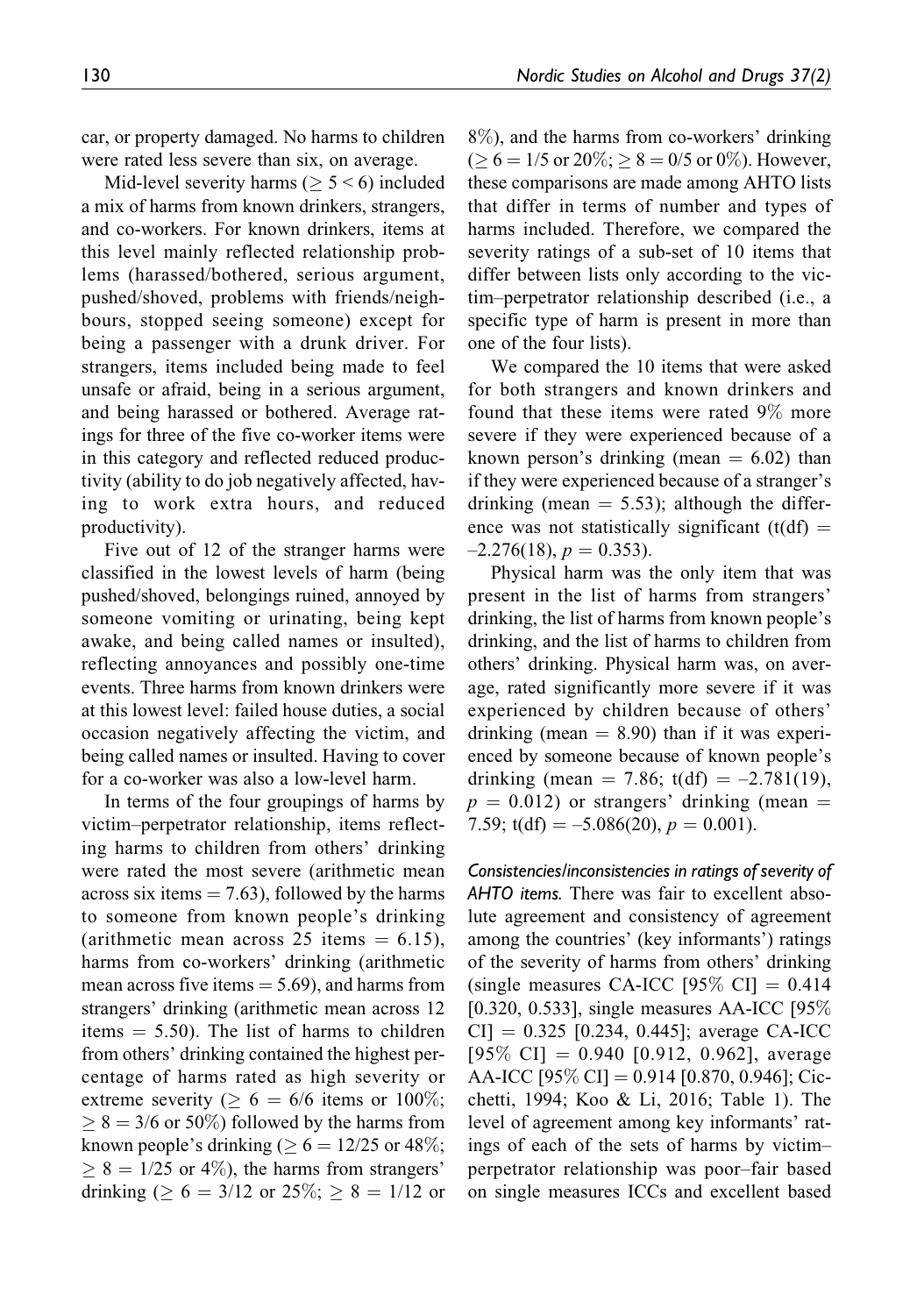car, or property damaged. No harms to children were rated less severe than six, on average.

Mid-level severity harms ($\geq 5 < 6$) included a mix of harms from known drinkers, strangers, and co-workers. For known drinkers, items at this level mainly reflected relationship problems (harassed/bothered, serious argument, pushed/shoved, problems with friends/neighbours, stopped seeing someone) except for being a passenger with a drunk driver. For strangers, items included being made to feel unsafe or afraid, being in a serious argument, and being harassed or bothered. Average ratings for three of the five co-worker items were in this category and reflected reduced productivity (ability to do job negatively affected, having to work extra hours, and reduced productivity).

Five out of 12 of the stranger harms were classified in the lowest levels of harm (being pushed/shoved, belongings ruined, annoyed by someone vomiting or urinating, being kept awake, and being called names or insulted), reflecting annoyances and possibly one-time events. Three harms from known drinkers were at this lowest level: failed house duties, a social occasion negatively affecting the victim, and being called names or insulted. Having to cover for a co-worker was also a low-level harm.

In terms of the four groupings of harms by victim–perpetrator relationship, items reflecting harms to children from others' drinking were rated the most severe (arithmetic mean across six items = 7.63), followed by the harms to someone from known people's drinking (arithmetic mean across 25 items = 6.15), harms from co-workers' drinking (arithmetic mean across five items = 5.69), and harms from strangers' drinking (arithmetic mean across 12 items = 5.50). The list of harms to children from others' drinking contained the highest percentage of harms rated as high severity or extreme severity ($\geq 6$ = 6/6 items or 100%; $\geq 8$ = 3/6 or 50%) followed by the harms from known people's drinking ($\geq 6$ = 12/25 or 48%; $\geq 8$ = 1/25 or 4%), the harms from strangers' drinking ($\geq 6$ = 3/12 or 25%; $\geq 8$ = 1/12 or 8%), and the harms from co-workers' drinking ($\geq 6$ = 1/5 or 20%; $\geq 8$ = 0/5 or 0%). However, these comparisons are made among AHTO lists that differ in terms of number and types of harms included. Therefore, we compared the severity ratings of a sub-set of 10 items that differ between lists only according to the victim–perpetrator relationship described (i.e., a specific type of harm is present in more than one of the four lists).

We compared the 10 items that were asked for both strangers and known drinkers and found that these items were rated 9% more severe if they were experienced because of a known person's drinking (mean = 6.02) than if they were experienced because of a stranger's drinking (mean = 5.53); although the difference was not statistically significant (t(df) = –2.276(18), $p = 0.353$).

Physical harm was the only item that was present in the list of harms from strangers' drinking, the list of harms from known people's drinking, and the list of harms to children from others' drinking. Physical harm was, on average, rated significantly more severe if it was experienced by children because of others' drinking (mean = 8.90) than if it was experienced by someone because of known people's drinking (mean = 7.86; t(df) = –2.781(19), $p = 0.012$) or strangers' drinking (mean = 7.59; t(df) = –5.086(20), $p = 0.001$).

*Consistencies/inconsistencies in ratings of severity of AHTO items.* There was fair to excellent absolute agreement and consistency of agreement among the countries' (key informants') ratings of the severity of harms from others' drinking (single measures CA-ICC [95% CI] = 0.414 [0.320, 0.533], single measures AA-ICC [95% CI] = 0.325 [0.234, 0.445]; average CA-ICC [95% CI] = 0.940 [0.912, 0.962], average AA-ICC [95% CI] = 0.914 [0.870, 0.946]; Cicchetti, 1994; Koo & Li, 2016; Table 1). The level of agreement among key informants' ratings of each of the sets of harms by victim–perpetrator relationship was poor–fair based on single measures ICCs and excellent based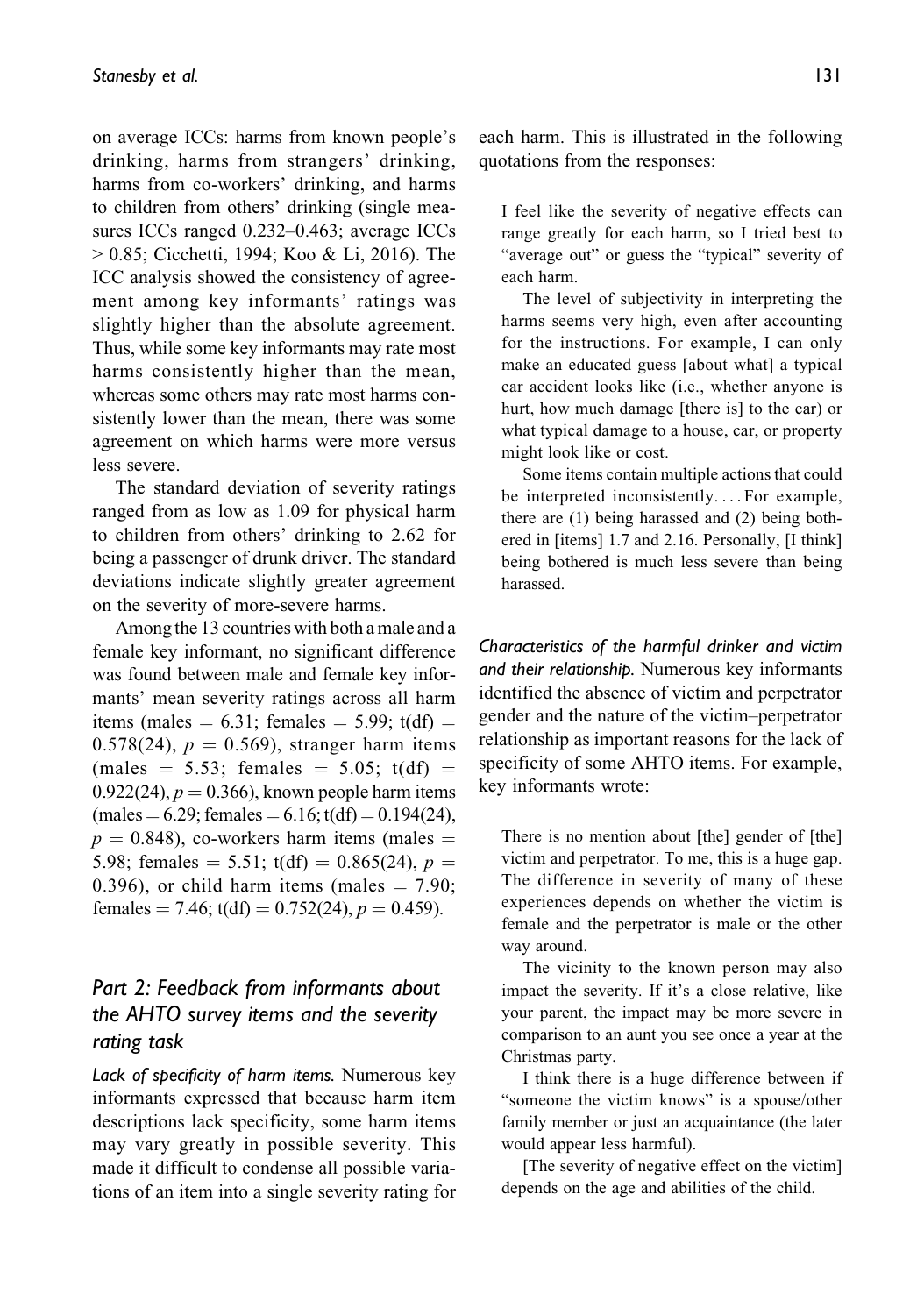on average ICCs: harms from known people's drinking, harms from strangers' drinking, harms from co-workers' drinking, and harms to children from others' drinking (single measures ICCs ranged 0.232–0.463; average ICCs > 0.85; Cicchetti, 1994; Koo & Li, 2016). The ICC analysis showed the consistency of agreement among key informants' ratings was slightly higher than the absolute agreement. Thus, while some key informants may rate most harms consistently higher than the mean, whereas some others may rate most harms consistently lower than the mean, there was some agreement on which harms were more versus less severe.

The standard deviation of severity ratings ranged from as low as 1.09 for physical harm to children from others' drinking to 2.62 for being a passenger of drunk driver. The standard deviations indicate slightly greater agreement on the severity of more-severe harms.

Among the 13 countries with both a male and a female key informant, no significant difference was found between male and female key informants' mean severity ratings across all harm items (males = 6.31; females = 5.99; t(df) = 0.578(24), $p = 0.569$), stranger harm items (males = 5.53; females = 5.05; t(df) = 0.922(24), $p = 0.366$), known people harm items (males = 6.29; females = 6.16; t(df) = 0.194(24), $p = 0.848$), co-workers harm items (males = 5.98; females = 5.51; t(df) = 0.865(24), $p = 0.396$), or child harm items (males = 7.90; females = 7.46; t(df) = 0.752(24), $p = 0.459$).

## Part 2: Feedback from informants about the AHTO survey items and the severity rating task

*Lack of specificity of harm items.* Numerous key informants expressed that because harm item descriptions lack specificity, some harm items may vary greatly in possible severity. This made it difficult to condense all possible variations of an item into a single severity rating for each harm. This is illustrated in the following quotations from the responses:

> I feel like the severity of negative effects can range greatly for each harm, so I tried best to "average out" or guess the "typical" severity of each harm.
>
> The level of subjectivity in interpreting the harms seems very high, even after accounting for the instructions. For example, I can only make an educated guess [about what] a typical car accident looks like (i.e., whether anyone is hurt, how much damage [there is] to the car) or what typical damage to a house, car, or property might look like or cost.
>
> Some items contain multiple actions that could be interpreted inconsistently. . . . For example, there are (1) being harassed and (2) being bothered in [items] 1.7 and 2.16. Personally, [I think] being bothered is much less severe than being harassed.

*Characteristics of the harmful drinker and victim and their relationship.* Numerous key informants identified the absence of victim and perpetrator gender and the nature of the victim–perpetrator relationship as important reasons for the lack of specificity of some AHTO items. For example, key informants wrote:

> There is no mention about [the] gender of [the] victim and perpetrator. To me, this is a huge gap. The difference in severity of many of these experiences depends on whether the victim is female and the perpetrator is male or the other way around.
>
> The vicinity to the known person may also impact the severity. If it's a close relative, like your parent, the impact may be more severe in comparison to an aunt you see once a year at the Christmas party.
>
> I think there is a huge difference between if "someone the victim knows" is a spouse/other family member or just an acquaintance (the later would appear less harmful).
>
> [The severity of negative effect on the victim] depends on the age and abilities of the child.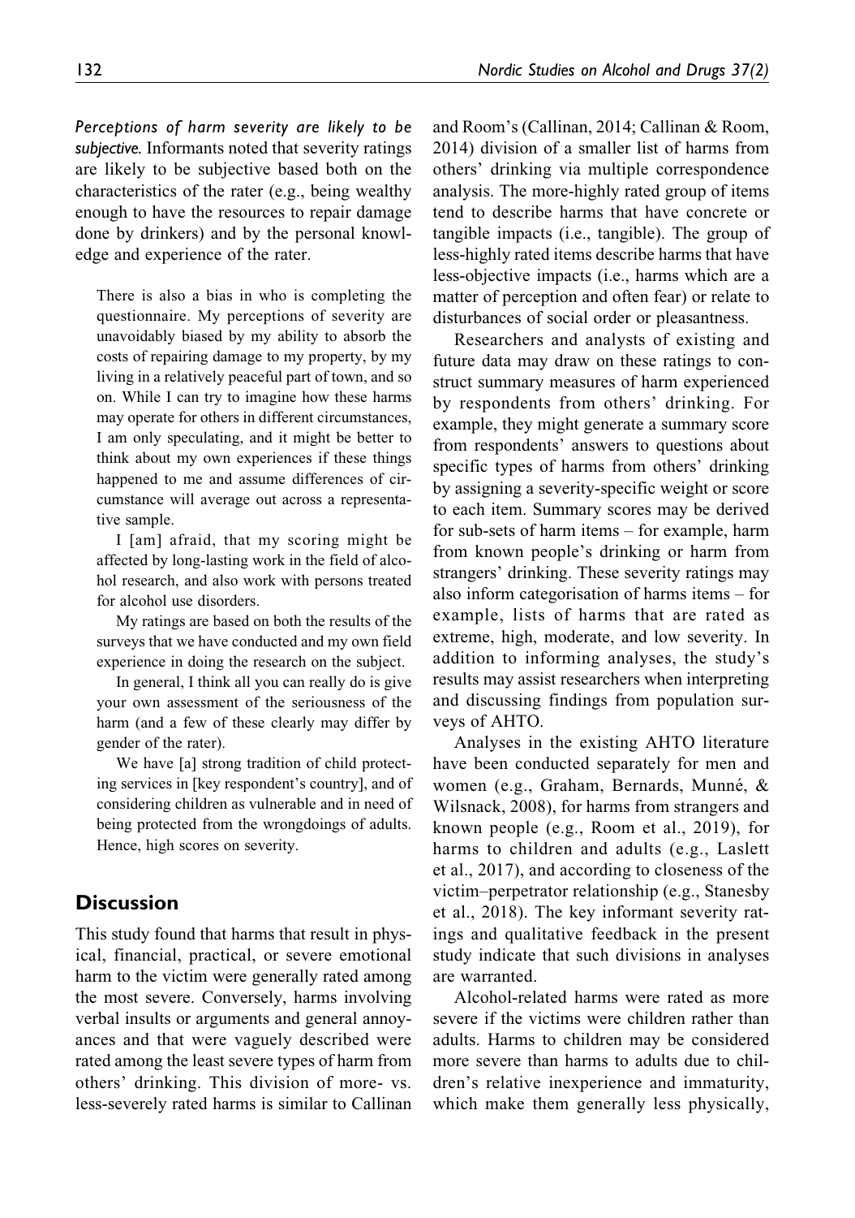*Perceptions of harm severity are likely to be subjective.* Informants noted that severity ratings are likely to be subjective based both on the characteristics of the rater (e.g., being wealthy enough to have the resources to repair damage done by drinkers) and by the personal knowledge and experience of the rater.

> There is also a bias in who is completing the questionnaire. My perceptions of severity are unavoidably biased by my ability to absorb the costs of repairing damage to my property, by my living in a relatively peaceful part of town, and so on. While I can try to imagine how these harms may operate for others in different circumstances, I am only speculating, and it might be better to think about my own experiences if these things happened to me and assume differences of circumstance will average out across a representative sample.
>
> I [am] afraid, that my scoring might be affected by long-lasting work in the field of alcohol research, and also work with persons treated for alcohol use disorders.
>
> My ratings are based on both the results of the surveys that we have conducted and my own field experience in doing the research on the subject.
>
> In general, I think all you can really do is give your own assessment of the seriousness of the harm (and a few of these clearly may differ by gender of the rater).
>
> We have [a] strong tradition of child protecting services in [key respondent's country], and of considering children as vulnerable and in need of being protected from the wrongdoings of adults. Hence, high scores on severity.

## Discussion

This study found that harms that result in physical, financial, practical, or severe emotional harm to the victim were generally rated among the most severe. Conversely, harms involving verbal insults or arguments and general annoyances and that were vaguely described were rated among the least severe types of harm from others' drinking. This division of more- vs. less-severely rated harms is similar to Callinan and Room's (Callinan, 2014; Callinan & Room, 2014) division of a smaller list of harms from others' drinking via multiple correspondence analysis. The more-highly rated group of items tend to describe harms that have concrete or tangible impacts (i.e., tangible). The group of less-highly rated items describe harms that have less-objective impacts (i.e., harms which are a matter of perception and often fear) or relate to disturbances of social order or pleasantness.

Researchers and analysts of existing and future data may draw on these ratings to construct summary measures of harm experienced by respondents from others' drinking. For example, they might generate a summary score from respondents' answers to questions about specific types of harms from others' drinking by assigning a severity-specific weight or score to each item. Summary scores may be derived for sub-sets of harm items – for example, harm from known people's drinking or harm from strangers' drinking. These severity ratings may also inform categorisation of harms items – for example, lists of harms that are rated as extreme, high, moderate, and low severity. In addition to informing analyses, the study's results may assist researchers when interpreting and discussing findings from population surveys of AHTO.

Analyses in the existing AHTO literature have been conducted separately for men and women (e.g., Graham, Bernards, Munné, & Wilsnack, 2008), for harms from strangers and known people (e.g., Room et al., 2019), for harms to children and adults (e.g., Laslett et al., 2017), and according to closeness of the victim–perpetrator relationship (e.g., Stanesby et al., 2018). The key informant severity ratings and qualitative feedback in the present study indicate that such divisions in analyses are warranted.

Alcohol-related harms were rated as more severe if the victims were children rather than adults. Harms to children may be considered more severe than harms to adults due to children's relative inexperience and immaturity, which make them generally less physically,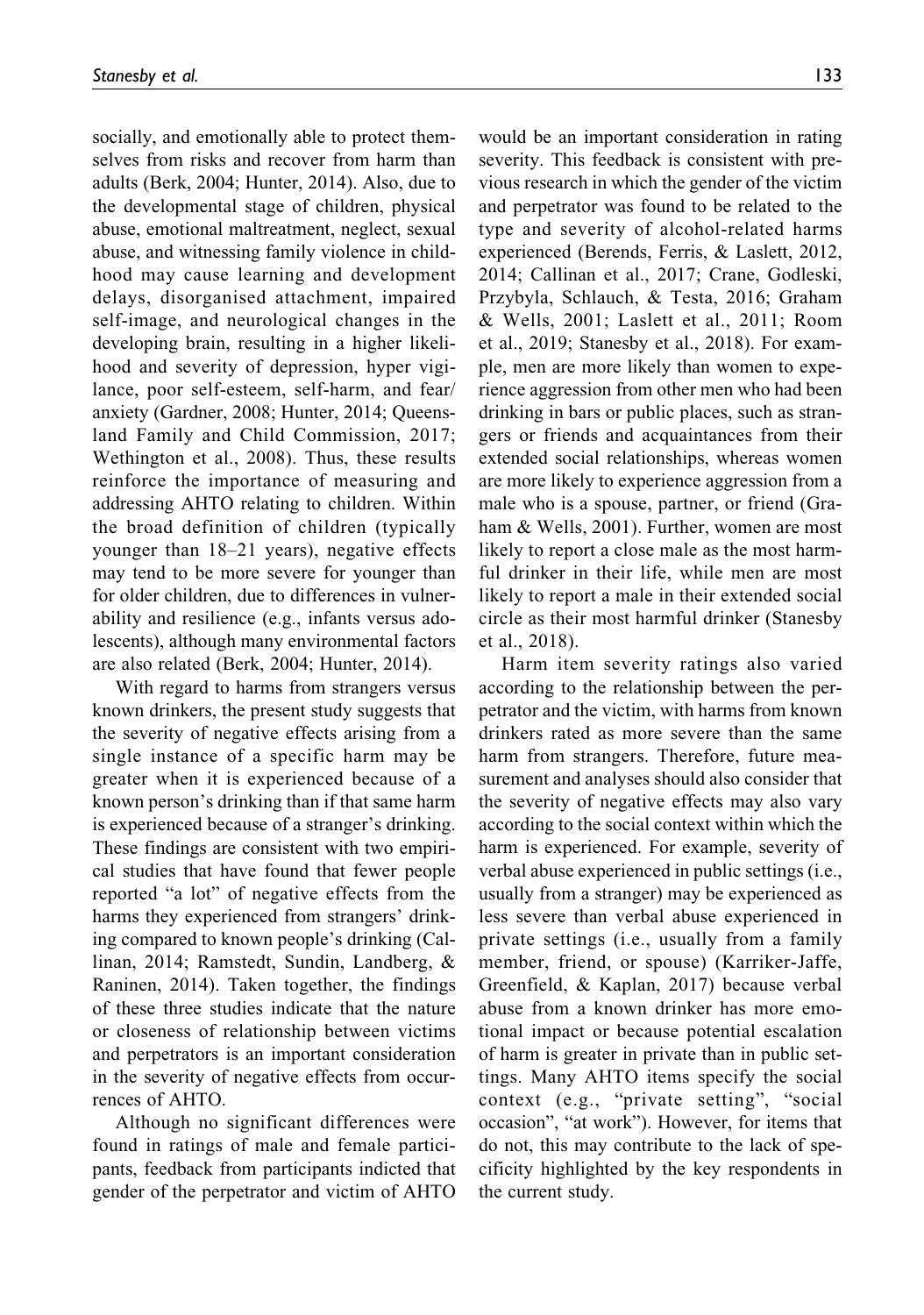socially, and emotionally able to protect themselves from risks and recover from harm than adults (Berk, 2004; Hunter, 2014). Also, due to the developmental stage of children, physical abuse, emotional maltreatment, neglect, sexual abuse, and witnessing family violence in childhood may cause learning and development delays, disorganised attachment, impaired self-image, and neurological changes in the developing brain, resulting in a higher likelihood and severity of depression, hyper vigilance, poor self-esteem, self-harm, and fear/anxiety (Gardner, 2008; Hunter, 2014; Queensland Family and Child Commission, 2017; Wethington et al., 2008). Thus, these results reinforce the importance of measuring and addressing AHTO relating to children. Within the broad definition of children (typically younger than 18–21 years), negative effects may tend to be more severe for younger than for older children, due to differences in vulnerability and resilience (e.g., infants versus adolescents), although many environmental factors are also related (Berk, 2004; Hunter, 2014).

With regard to harms from strangers versus known drinkers, the present study suggests that the severity of negative effects arising from a single instance of a specific harm may be greater when it is experienced because of a known person's drinking than if that same harm is experienced because of a stranger's drinking. These findings are consistent with two empirical studies that have found that fewer people reported "a lot" of negative effects from the harms they experienced from strangers' drinking compared to known people's drinking (Callinan, 2014; Ramstedt, Sundin, Landberg, & Raninen, 2014). Taken together, the findings of these three studies indicate that the nature or closeness of relationship between victims and perpetrators is an important consideration in the severity of negative effects from occurrences of AHTO.

Although no significant differences were found in ratings of male and female participants, feedback from participants indicted that gender of the perpetrator and victim of AHTO would be an important consideration in rating severity. This feedback is consistent with previous research in which the gender of the victim and perpetrator was found to be related to the type and severity of alcohol-related harms experienced (Berends, Ferris, & Laslett, 2012, 2014; Callinan et al., 2017; Crane, Godleski, Przybyla, Schlauch, & Testa, 2016; Graham & Wells, 2001; Laslett et al., 2011; Room et al., 2019; Stanesby et al., 2018). For example, men are more likely than women to experience aggression from other men who had been drinking in bars or public places, such as strangers or friends and acquaintances from their extended social relationships, whereas women are more likely to experience aggression from a male who is a spouse, partner, or friend (Graham & Wells, 2001). Further, women are most likely to report a close male as the most harmful drinker in their life, while men are most likely to report a male in their extended social circle as their most harmful drinker (Stanesby et al., 2018).

Harm item severity ratings also varied according to the relationship between the perpetrator and the victim, with harms from known drinkers rated as more severe than the same harm from strangers. Therefore, future measurement and analyses should also consider that the severity of negative effects may also vary according to the social context within which the harm is experienced. For example, severity of verbal abuse experienced in public settings (i.e., usually from a stranger) may be experienced as less severe than verbal abuse experienced in private settings (i.e., usually from a family member, friend, or spouse) (Karriker-Jaffe, Greenfield, & Kaplan, 2017) because verbal abuse from a known drinker has more emotional impact or because potential escalation of harm is greater in private than in public settings. Many AHTO items specify the social context (e.g., "private setting", "social occasion", "at work"). However, for items that do not, this may contribute to the lack of specificity highlighted by the key respondents in the current study.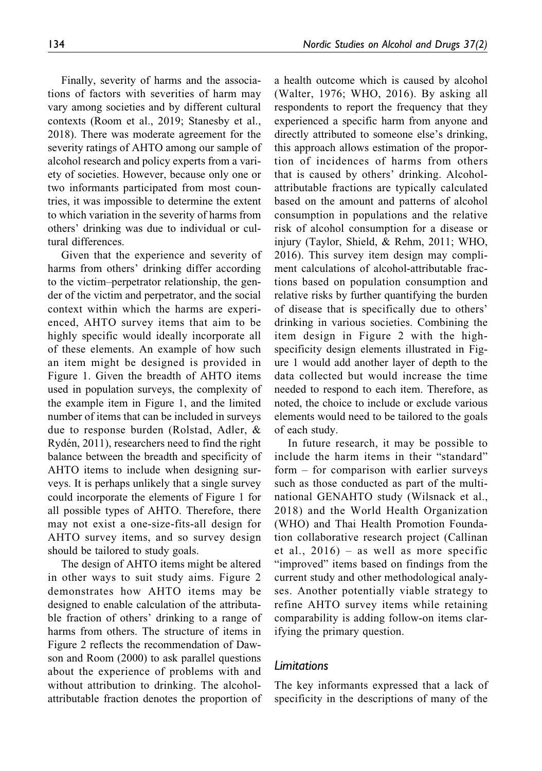Finally, severity of harms and the associations of factors with severities of harm may vary among societies and by different cultural contexts (Room et al., 2019; Stanesby et al., 2018). There was moderate agreement for the severity ratings of AHTO among our sample of alcohol research and policy experts from a variety of societies. However, because only one or two informants participated from most countries, it was impossible to determine the extent to which variation in the severity of harms from others' drinking was due to individual or cultural differences.

Given that the experience and severity of harms from others' drinking differ according to the victim–perpetrator relationship, the gender of the victim and perpetrator, and the social context within which the harms are experienced, AHTO survey items that aim to be highly specific would ideally incorporate all of these elements. An example of how such an item might be designed is provided in Figure 1. Given the breadth of AHTO items used in population surveys, the complexity of the example item in Figure 1, and the limited number of items that can be included in surveys due to response burden (Rolstad, Adler, & Rydén, 2011), researchers need to find the right balance between the breadth and specificity of AHTO items to include when designing surveys. It is perhaps unlikely that a single survey could incorporate the elements of Figure 1 for all possible types of AHTO. Therefore, there may not exist a one-size-fits-all design for AHTO survey items, and so survey design should be tailored to study goals.

The design of AHTO items might be altered in other ways to suit study aims. Figure 2 demonstrates how AHTO items may be designed to enable calculation of the attributable fraction of others' drinking to a range of harms from others. The structure of items in Figure 2 reflects the recommendation of Dawson and Room (2000) to ask parallel questions about the experience of problems with and without attribution to drinking. The alcohol-attributable fraction denotes the proportion of a health outcome which is caused by alcohol (Walter, 1976; WHO, 2016). By asking all respondents to report the frequency that they experienced a specific harm from anyone and directly attributed to someone else's drinking, this approach allows estimation of the proportion of incidences of harms from others that is caused by others' drinking. Alcohol-attributable fractions are typically calculated based on the amount and patterns of alcohol consumption in populations and the relative risk of alcohol consumption for a disease or injury (Taylor, Shield, & Rehm, 2011; WHO, 2016). This survey item design may compliment calculations of alcohol-attributable fractions based on population consumption and relative risks by further quantifying the burden of disease that is specifically due to others' drinking in various societies. Combining the item design in Figure 2 with the high-specificity design elements illustrated in Figure 1 would add another layer of depth to the data collected but would increase the time needed to respond to each item. Therefore, as noted, the choice to include or exclude various elements would need to be tailored to the goals of each study.

In future research, it may be possible to include the harm items in their "standard" form – for comparison with earlier surveys such as those conducted as part of the multinational GENAHTO study (Wilsnack et al., 2018) and the World Health Organization (WHO) and Thai Health Promotion Foundation collaborative research project (Callinan et al., 2016) – as well as more specific "improved" items based on findings from the current study and other methodological analyses. Another potentially viable strategy to refine AHTO survey items while retaining comparability is adding follow-on items clarifying the primary question.

### *Limitations*

The key informants expressed that a lack of specificity in the descriptions of many of the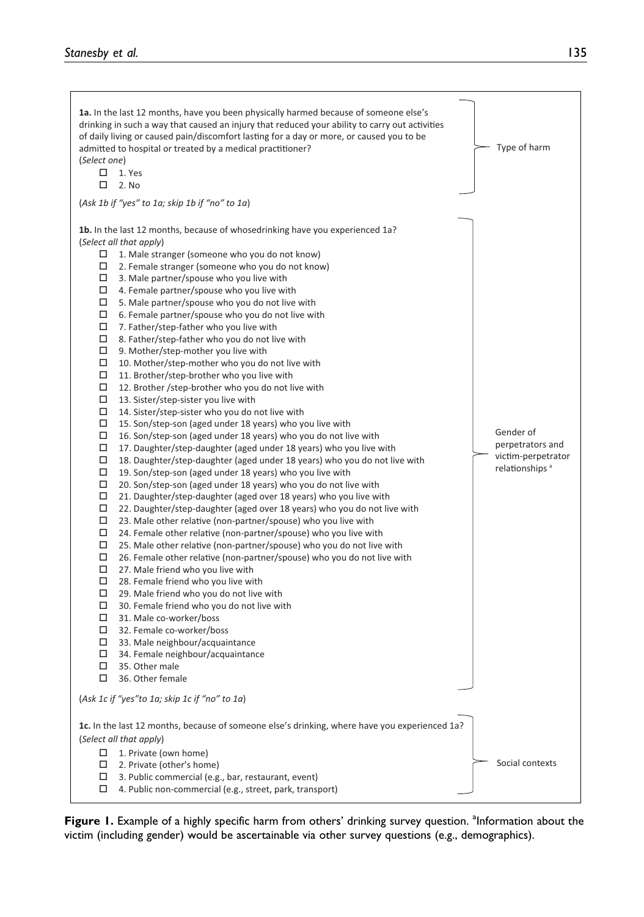**1a.** In the last 12 months, have you been physically harmed because of someone else's drinking in such a way that caused an injury that reduced your ability to carry out activities of daily living or caused pain/discomfort lasting for a day or more, or caused you to be admitted to hospital or treated by a medical practitioner?
(*Select one*)

- ☐ 1. Yes
- ☐ 2. No

→ Type of harm

(*Ask 1b if "yes" to 1a; skip 1b if "no" to 1a*)

**1b.** In the last 12 months, because of whosedrinking have you experienced 1a?
(*Select all that apply*)

- ☐ 1. Male stranger (someone who you do not know)
- ☐ 2. Female stranger (someone who you do not know)
- ☐ 3. Male partner/spouse who you live with
- ☐ 4. Female partner/spouse who you live with
- ☐ 5. Male partner/spouse who you do not live with
- ☐ 6. Female partner/spouse who you do not live with
- ☐ 7. Father/step-father who you live with
- ☐ 8. Father/step-father who you do not live with
- ☐ 9. Mother/step-mother you live with
- ☐ 10. Mother/step-mother who you do not live with
- ☐ 11. Brother/step-brother who you live with
- ☐ 12. Brother /step-brother who you do not live with
- ☐ 13. Sister/step-sister you live with
- ☐ 14. Sister/step-sister who you do not live with
- ☐ 15. Son/step-son (aged under 18 years) who you live with
- ☐ 16. Son/step-son (aged under 18 years) who you do not live with
- ☐ 17. Daughter/step-daughter (aged under 18 years) who you live with
- ☐ 18. Daughter/step-daughter (aged under 18 years) who you do not live with
- ☐ 19. Son/step-son (aged under 18 years) who you live with
- ☐ 20. Son/step-son (aged under 18 years) who you do not live with
- ☐ 21. Daughter/step-daughter (aged over 18 years) who you live with
- ☐ 22. Daughter/step-daughter (aged over 18 years) who you do not live with
- ☐ 23. Male other relative (non-partner/spouse) who you live with
- ☐ 24. Female other relative (non-partner/spouse) who you live with
- ☐ 25. Male other relative (non-partner/spouse) who you do not live with
- ☐ 26. Female other relative (non-partner/spouse) who you do not live with
- ☐ 27. Male friend who you live with
- ☐ 28. Female friend who you live with
- ☐ 29. Male friend who you do not live with
- ☐ 30. Female friend who you do not live with
- ☐ 31. Male co-worker/boss
- ☐ 32. Female co-worker/boss
- ☐ 33. Male neighbour/acquaintance
- ☐ 34. Female neighbour/acquaintance
- ☐ 35. Other male
- ☐ 36. Other female

→ Gender of perpetrators and victim-perpetrator relationships [a]

(*Ask 1c if "yes"to 1a; skip 1c if "no" to 1a*)

**1c.** In the last 12 months, because of someone else's drinking, where have you experienced 1a?
(*Select all that apply*)

- ☐ 1. Private (own home)
- ☐ 2. Private (other's home)
- ☐ 3. Public commercial (e.g., bar, restaurant, event)
- ☐ 4. Public non-commercial (e.g., street, park, transport)

→ Social contexts

**Figure 1.** Example of a highly specific harm from others' drinking survey question. [a]Information about the victim (including gender) would be ascertainable via other survey questions (e.g., demographics).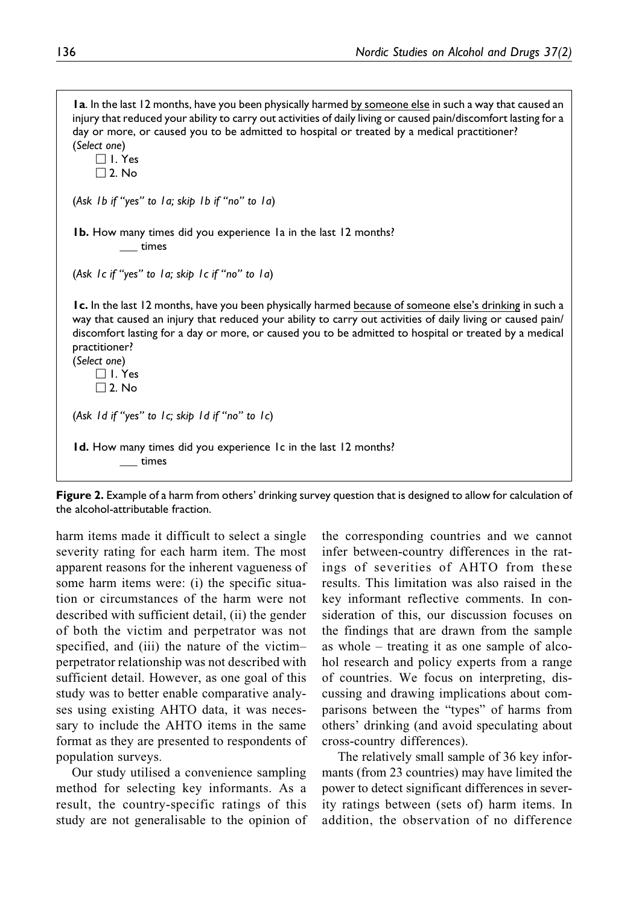**1a**. In the last 12 months, have you been physically harmed <u>by someone else</u> in such a way that caused an injury that reduced your ability to carry out activities of daily living or caused pain/discomfort lasting for a day or more, or caused you to be admitted to hospital or treated by a medical practitioner?
(*Select one*)

☐ 1. Yes
☐ 2. No

(*Ask 1b if "yes" to 1a; skip 1b if "no" to 1a*)

**1b.** How many times did you experience 1a in the last 12 months?
___ times

(*Ask 1c if "yes" to 1a; skip 1c if "no" to 1a*)

**1c.** In the last 12 months, have you been physically harmed <u>because of someone else's drinking</u> in such a way that caused an injury that reduced your ability to carry out activities of daily living or caused pain/discomfort lasting for a day or more, or caused you to be admitted to hospital or treated by a medical practitioner?
(*Select one*)

☐ 1. Yes
☐ 2. No

(*Ask 1d if "yes" to 1c; skip 1d if "no" to 1c*)

**1d.** How many times did you experience 1c in the last 12 months?
___ times

**Figure 2.** Example of a harm from others' drinking survey question that is designed to allow for calculation of the alcohol-attributable fraction.

harm items made it difficult to select a single severity rating for each harm item. The most apparent reasons for the inherent vagueness of some harm items were: (i) the specific situation or circumstances of the harm were not described with sufficient detail, (ii) the gender of both the victim and perpetrator was not specified, and (iii) the nature of the victim–perpetrator relationship was not described with sufficient detail. However, as one goal of this study was to better enable comparative analyses using existing AHTO data, it was necessary to include the AHTO items in the same format as they are presented to respondents of population surveys.

Our study utilised a convenience sampling method for selecting key informants. As a result, the country-specific ratings of this study are not generalisable to the opinion of the corresponding countries and we cannot infer between-country differences in the ratings of severities of AHTO from these results. This limitation was also raised in the key informant reflective comments. In consideration of this, our discussion focuses on the findings that are drawn from the sample as whole – treating it as one sample of alcohol research and policy experts from a range of countries. We focus on interpreting, discussing and drawing implications about comparisons between the "types" of harms from others' drinking (and avoid speculating about cross-country differences).

The relatively small sample of 36 key informants (from 23 countries) may have limited the power to detect significant differences in severity ratings between (sets of) harm items. In addition, the observation of no difference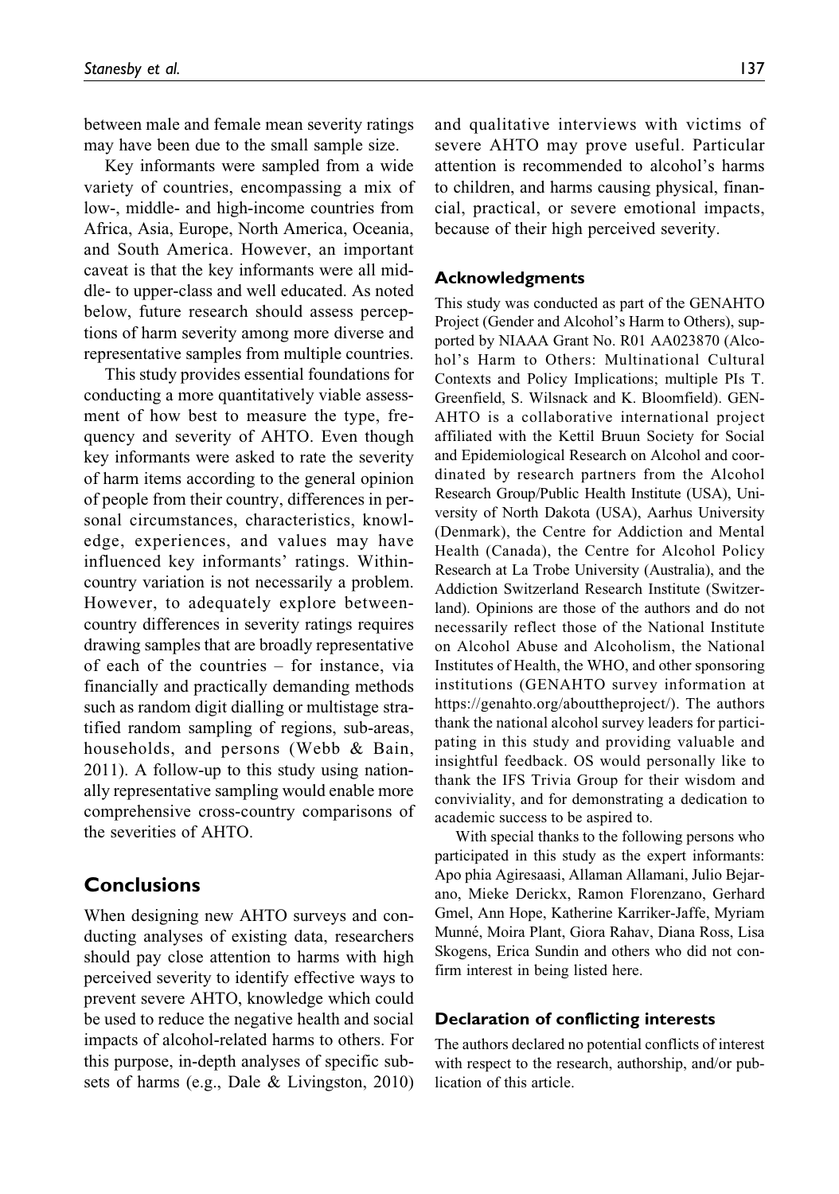between male and female mean severity ratings may have been due to the small sample size.

Key informants were sampled from a wide variety of countries, encompassing a mix of low-, middle- and high-income countries from Africa, Asia, Europe, North America, Oceania, and South America. However, an important caveat is that the key informants were all middle- to upper-class and well educated. As noted below, future research should assess perceptions of harm severity among more diverse and representative samples from multiple countries.

This study provides essential foundations for conducting a more quantitatively viable assessment of how best to measure the type, frequency and severity of AHTO. Even though key informants were asked to rate the severity of harm items according to the general opinion of people from their country, differences in personal circumstances, characteristics, knowledge, experiences, and values may have influenced key informants' ratings. Within-country variation is not necessarily a problem. However, to adequately explore between-country differences in severity ratings requires drawing samples that are broadly representative of each of the countries – for instance, via financially and practically demanding methods such as random digit dialling or multistage stratified random sampling of regions, sub-areas, households, and persons (Webb & Bain, 2011). A follow-up to this study using nationally representative sampling would enable more comprehensive cross-country comparisons of the severities of AHTO.

## Conclusions

When designing new AHTO surveys and conducting analyses of existing data, researchers should pay close attention to harms with high perceived severity to identify effective ways to prevent severe AHTO, knowledge which could be used to reduce the negative health and social impacts of alcohol-related harms to others. For this purpose, in-depth analyses of specific subsets of harms (e.g., Dale & Livingston, 2010) and qualitative interviews with victims of severe AHTO may prove useful. Particular attention is recommended to alcohol's harms to children, and harms causing physical, financial, practical, or severe emotional impacts, because of their high perceived severity.

### Acknowledgments

This study was conducted as part of the GENAHTO Project (Gender and Alcohol's Harm to Others), supported by NIAAA Grant No. R01 AA023870 (Alcohol's Harm to Others: Multinational Cultural Contexts and Policy Implications; multiple PIs T. Greenfield, S. Wilsnack and K. Bloomfield). GENAHTO is a collaborative international project affiliated with the Kettil Bruun Society for Social and Epidemiological Research on Alcohol and coordinated by research partners from the Alcohol Research Group/Public Health Institute (USA), University of North Dakota (USA), Aarhus University (Denmark), the Centre for Addiction and Mental Health (Canada), the Centre for Alcohol Policy Research at La Trobe University (Australia), and the Addiction Switzerland Research Institute (Switzerland). Opinions are those of the authors and do not necessarily reflect those of the National Institute on Alcohol Abuse and Alcoholism, the National Institutes of Health, the WHO, and other sponsoring institutions (GENAHTO survey information at https://genahto.org/abouttheproject/). The authors thank the national alcohol survey leaders for participating in this study and providing valuable and insightful feedback. OS would personally like to thank the IFS Trivia Group for their wisdom and conviviality, and for demonstrating a dedication to academic success to be aspired to.

With special thanks to the following persons who participated in this study as the expert informants: Apo phia Agiresaasi, Allaman Allamani, Julio Bejarano, Mieke Derickx, Ramon Florenzano, Gerhard Gmel, Ann Hope, Katherine Karriker-Jaffe, Myriam Munné, Moira Plant, Giora Rahav, Diana Ross, Lisa Skogens, Erica Sundin and others who did not confirm interest in being listed here.

### Declaration of conflicting interests

The authors declared no potential conflicts of interest with respect to the research, authorship, and/or publication of this article.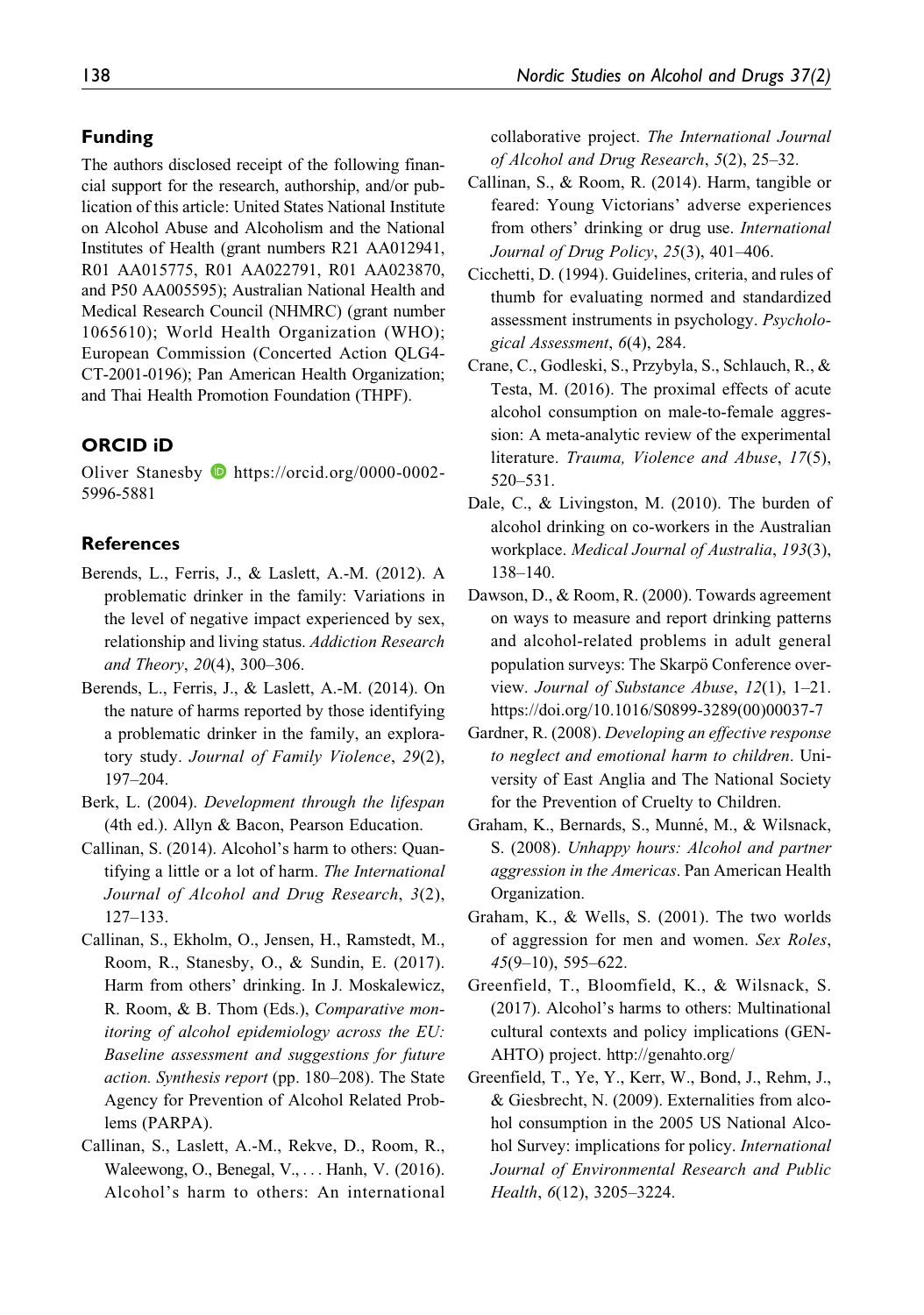## Funding

The authors disclosed receipt of the following financial support for the research, authorship, and/or publication of this article: United States National Institute on Alcohol Abuse and Alcoholism and the National Institutes of Health (grant numbers R21 AA012941, R01 AA015775, R01 AA022791, R01 AA023870, and P50 AA005595); Australian National Health and Medical Research Council (NHMRC) (grant number 1065610); World Health Organization (WHO); European Commission (Concerted Action QLG4-CT-2001-0196); Pan American Health Organization; and Thai Health Promotion Foundation (THPF).

## ORCID iD

Oliver Stanesby https://orcid.org/0000-0002-5996-5881

## References

Berends, L., Ferris, J., & Laslett, A.-M. (2012). A problematic drinker in the family: Variations in the level of negative impact experienced by sex, relationship and living status. *Addiction Research and Theory*, *20*(4), 300–306.

Berends, L., Ferris, J., & Laslett, A.-M. (2014). On the nature of harms reported by those identifying a problematic drinker in the family, an exploratory study. *Journal of Family Violence*, *29*(2), 197–204.

Berk, L. (2004). *Development through the lifespan* (4th ed.). Allyn & Bacon, Pearson Education.

Callinan, S. (2014). Alcohol's harm to others: Quantifying a little or a lot of harm. *The International Journal of Alcohol and Drug Research*, *3*(2), 127–133.

Callinan, S., Ekholm, O., Jensen, H., Ramstedt, M., Room, R., Stanesby, O., & Sundin, E. (2017). Harm from others' drinking. In J. Moskalewicz, R. Room, & B. Thom (Eds.), *Comparative monitoring of alcohol epidemiology across the EU: Baseline assessment and suggestions for future action. Synthesis report* (pp. 180–208). The State Agency for Prevention of Alcohol Related Problems (PARPA).

Callinan, S., Laslett, A.-M., Rekve, D., Room, R., Waleewong, O., Benegal, V., ... Hanh, V. (2016). Alcohol's harm to others: An international collaborative project. *The International Journal of Alcohol and Drug Research*, *5*(2), 25–32.

Callinan, S., & Room, R. (2014). Harm, tangible or feared: Young Victorians' adverse experiences from others' drinking or drug use. *International Journal of Drug Policy*, *25*(3), 401–406.

Cicchetti, D. (1994). Guidelines, criteria, and rules of thumb for evaluating normed and standardized assessment instruments in psychology. *Psychological Assessment*, *6*(4), 284.

Crane, C., Godleski, S., Przybyla, S., Schlauch, R., & Testa, M. (2016). The proximal effects of acute alcohol consumption on male-to-female aggression: A meta-analytic review of the experimental literature. *Trauma, Violence and Abuse*, *17*(5), 520–531.

Dale, C., & Livingston, M. (2010). The burden of alcohol drinking on co-workers in the Australian workplace. *Medical Journal of Australia*, *193*(3), 138–140.

Dawson, D., & Room, R. (2000). Towards agreement on ways to measure and report drinking patterns and alcohol-related problems in adult general population surveys: The Skarpö Conference overview. *Journal of Substance Abuse*, *12*(1), 1–21. https://doi.org/10.1016/S0899-3289(00)00037-7

Gardner, R. (2008). *Developing an effective response to neglect and emotional harm to children*. University of East Anglia and The National Society for the Prevention of Cruelty to Children.

Graham, K., Bernards, S., Munné, M., & Wilsnack, S. (2008). *Unhappy hours: Alcohol and partner aggression in the Americas*. Pan American Health Organization.

Graham, K., & Wells, S. (2001). The two worlds of aggression for men and women. *Sex Roles*, *45*(9–10), 595–622.

Greenfield, T., Bloomfield, K., & Wilsnack, S. (2017). Alcohol's harms to others: Multinational cultural contexts and policy implications (GENAHTO) project. http://genahto.org/

Greenfield, T., Ye, Y., Kerr, W., Bond, J., Rehm, J., & Giesbrecht, N. (2009). Externalities from alcohol consumption in the 2005 US National Alcohol Survey: implications for policy. *International Journal of Environmental Research and Public Health*, *6*(12), 3205–3224.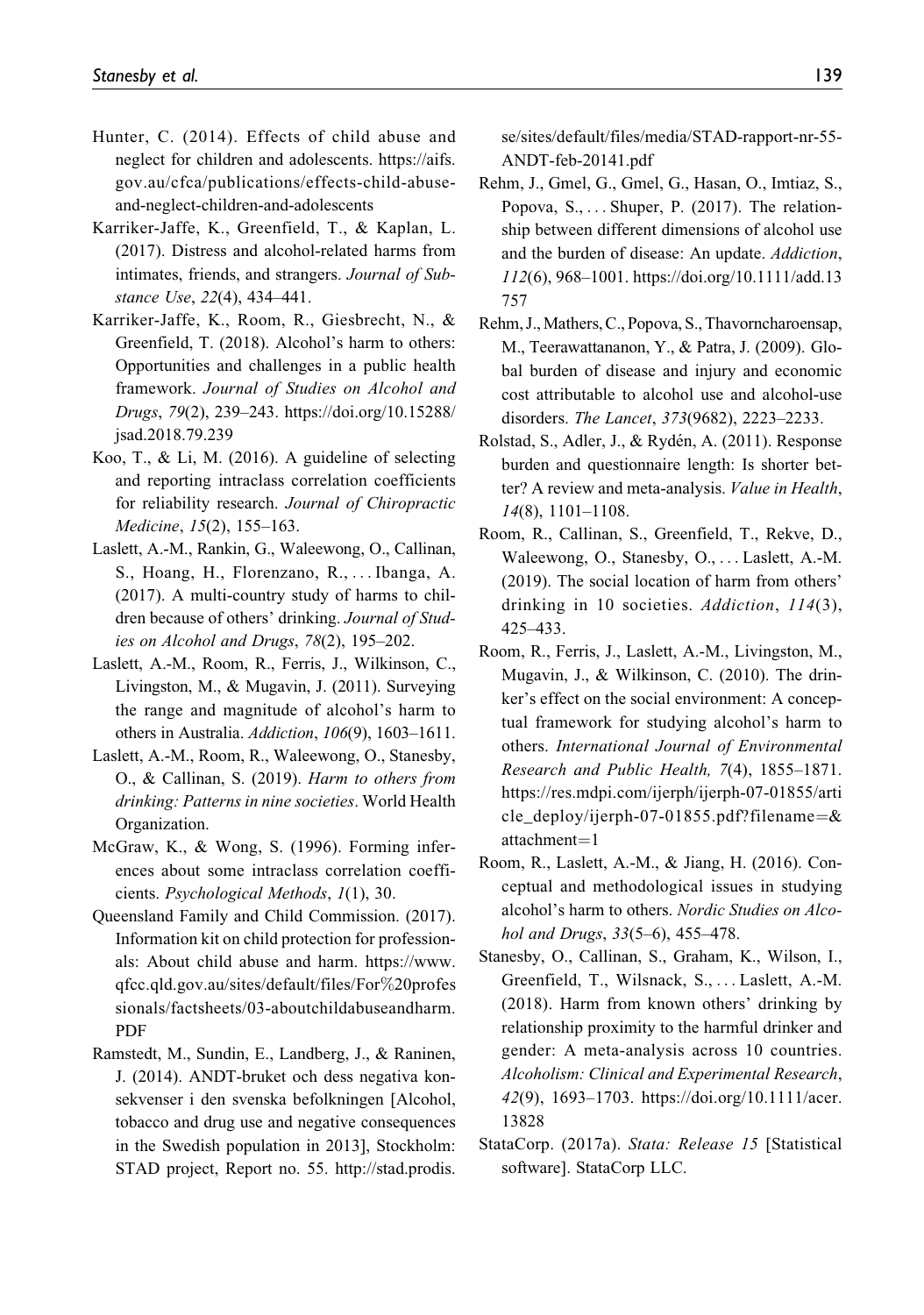Hunter, C. (2014). Effects of child abuse and neglect for children and adolescents. https://aifs.gov.au/cfca/publications/effects-child-abuse-and-neglect-children-and-adolescents

Karriker-Jaffe, K., Greenfield, T., & Kaplan, L. (2017). Distress and alcohol-related harms from intimates, friends, and strangers. *Journal of Substance Use*, *22*(4), 434–441.

Karriker-Jaffe, K., Room, R., Giesbrecht, N., & Greenfield, T. (2018). Alcohol's harm to others: Opportunities and challenges in a public health framework. *Journal of Studies on Alcohol and Drugs*, *79*(2), 239–243. https://doi.org/10.15288/jsad.2018.79.239

Koo, T., & Li, M. (2016). A guideline of selecting and reporting intraclass correlation coefficients for reliability research. *Journal of Chiropractic Medicine*, *15*(2), 155–163.

Laslett, A.-M., Rankin, G., Waleewong, O., Callinan, S., Hoang, H., Florenzano, R., ... Ibanga, A. (2017). A multi-country study of harms to children because of others' drinking. *Journal of Studies on Alcohol and Drugs*, *78*(2), 195–202.

Laslett, A.-M., Room, R., Ferris, J., Wilkinson, C., Livingston, M., & Mugavin, J. (2011). Surveying the range and magnitude of alcohol's harm to others in Australia. *Addiction*, *106*(9), 1603–1611.

Laslett, A.-M., Room, R., Waleewong, O., Stanesby, O., & Callinan, S. (2019). *Harm to others from drinking: Patterns in nine societies*. World Health Organization.

McGraw, K., & Wong, S. (1996). Forming inferences about some intraclass correlation coefficients. *Psychological Methods*, *1*(1), 30.

Queensland Family and Child Commission. (2017). Information kit on child protection for professionals: About child abuse and harm. https://www.qfcc.qld.gov.au/sites/default/files/For%20professionals/factsheets/03-aboutchildabuseandharm.PDF

Ramstedt, M., Sundin, E., Landberg, J., & Raninen, J. (2014). ANDT-bruket och dess negativa konsekvenser i den svenska befolkningen [Alcohol, tobacco and drug use and negative consequences in the Swedish population in 2013], Stockholm: STAD project, Report no. 55. http://stad.prodis.se/sites/default/files/media/STAD-rapport-nr-55-ANDT-feb-20141.pdf

Rehm, J., Gmel, G., Gmel, G., Hasan, O., Imtiaz, S., Popova, S., ... Shuper, P. (2017). The relationship between different dimensions of alcohol use and the burden of disease: An update. *Addiction*, *112*(6), 968–1001. https://doi.org/10.1111/add.13757

Rehm, J., Mathers, C., Popova, S., Thavorncharoensap, M., Teerawattananon, Y., & Patra, J. (2009). Global burden of disease and injury and economic cost attributable to alcohol use and alcohol-use disorders. *The Lancet*, *373*(9682), 2223–2233.

Rolstad, S., Adler, J., & Rydén, A. (2011). Response burden and questionnaire length: Is shorter better? A review and meta-analysis. *Value in Health*, *14*(8), 1101–1108.

Room, R., Callinan, S., Greenfield, T., Rekve, D., Waleewong, O., Stanesby, O., ... Laslett, A.-M. (2019). The social location of harm from others' drinking in 10 societies. *Addiction*, *114*(3), 425–433.

Room, R., Ferris, J., Laslett, A.-M., Livingston, M., Mugavin, J., & Wilkinson, C. (2010). The drinker's effect on the social environment: A conceptual framework for studying alcohol's harm to others. *International Journal of Environmental Research and Public Health, 7*(4), 1855–1871. https://res.mdpi.com/ijerph/ijerph-07-01855/article_deploy/ijerph-07-01855.pdf?filename=&attachment=1

Room, R., Laslett, A.-M., & Jiang, H. (2016). Conceptual and methodological issues in studying alcohol's harm to others. *Nordic Studies on Alcohol and Drugs*, *33*(5–6), 455–478.

Stanesby, O., Callinan, S., Graham, K., Wilson, I., Greenfield, T., Wilsnack, S., ... Laslett, A.-M. (2018). Harm from known others' drinking by relationship proximity to the harmful drinker and gender: A meta-analysis across 10 countries. *Alcoholism: Clinical and Experimental Research*, *42*(9), 1693–1703. https://doi.org/10.1111/acer.13828

StataCorp. (2017a). *Stata: Release 15* [Statistical software]. StataCorp LLC.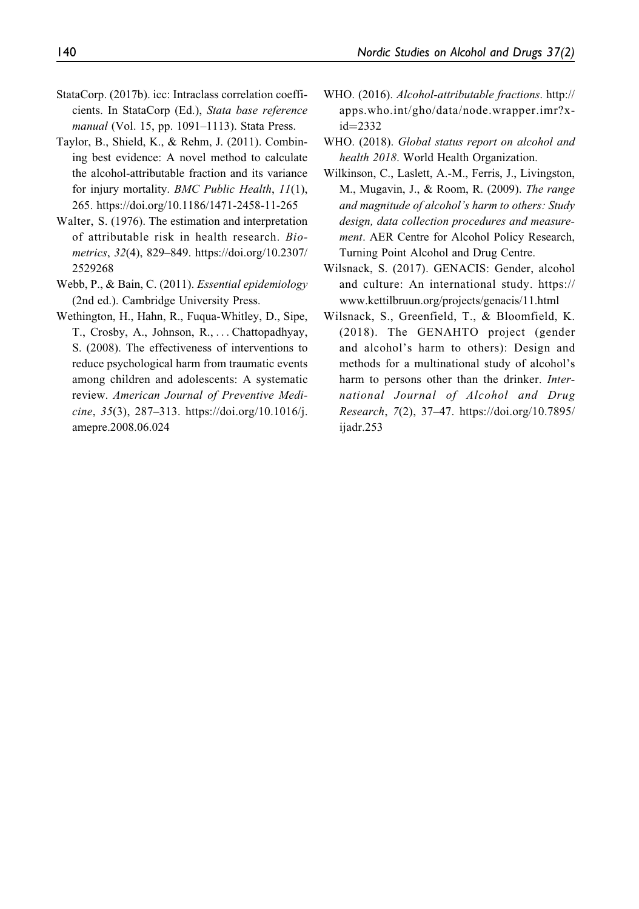StataCorp. (2017b). icc: Intraclass correlation coefficients. In StataCorp (Ed.), *Stata base reference manual* (Vol. 15, pp. 1091–1113). Stata Press.

Taylor, B., Shield, K., & Rehm, J. (2011). Combining best evidence: A novel method to calculate the alcohol-attributable fraction and its variance for injury mortality. *BMC Public Health*, *11*(1), 265. https://doi.org/10.1186/1471-2458-11-265

Walter, S. (1976). The estimation and interpretation of attributable risk in health research. *Biometrics*, *32*(4), 829–849. https://doi.org/10.2307/2529268

Webb, P., & Bain, C. (2011). *Essential epidemiology* (2nd ed.). Cambridge University Press.

Wethington, H., Hahn, R., Fuqua-Whitley, D., Sipe, T., Crosby, A., Johnson, R., ... Chattopadhyay, S. (2008). The effectiveness of interventions to reduce psychological harm from traumatic events among children and adolescents: A systematic review. *American Journal of Preventive Medicine*, *35*(3), 287–313. https://doi.org/10.1016/j.amepre.2008.06.024

WHO. (2016). *Alcohol-attributable fractions*. http://apps.who.int/gho/data/node.wrapper.imr?x-id=2332

WHO. (2018). *Global status report on alcohol and health 2018*. World Health Organization.

Wilkinson, C., Laslett, A.-M., Ferris, J., Livingston, M., Mugavin, J., & Room, R. (2009). *The range and magnitude of alcohol's harm to others: Study design, data collection procedures and measurement*. AER Centre for Alcohol Policy Research, Turning Point Alcohol and Drug Centre.

Wilsnack, S. (2017). GENACIS: Gender, alcohol and culture: An international study. https://www.kettilbruun.org/projects/genacis/11.html

Wilsnack, S., Greenfield, T., & Bloomfield, K. (2018). The GENAHTO project (gender and alcohol's harm to others): Design and methods for a multinational study of alcohol's harm to persons other than the drinker. *International Journal of Alcohol and Drug Research*, *7*(2), 37–47. https://doi.org/10.7895/ijadr.253